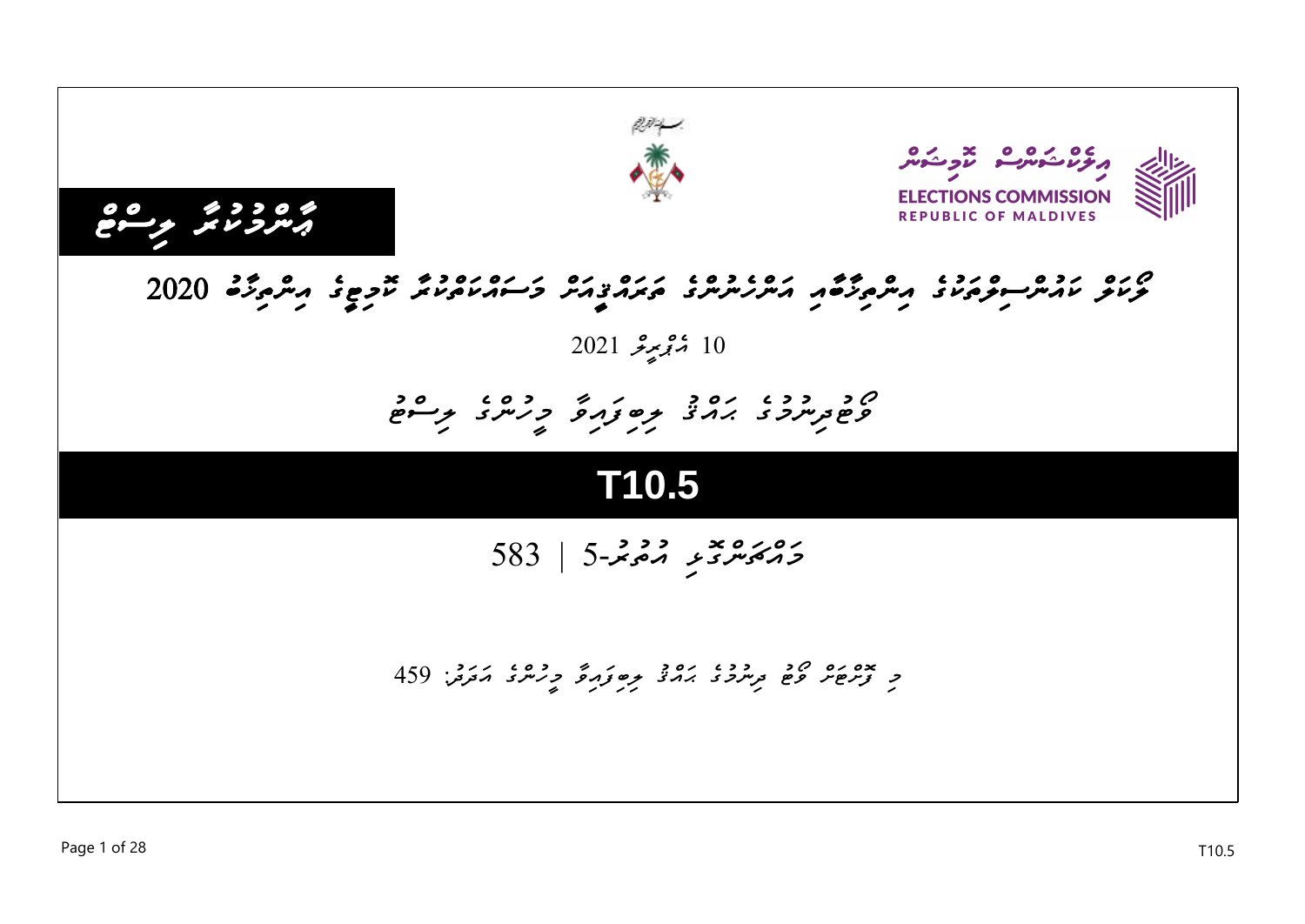ELECTIONS COMMISSION
REPUBLIC OF MALDIVES

އަންހެނުންނާ ޚާއްޞަ

# ލޯކަލް ކައުންސިލްތަކުގެ އިންތިޚާބާއި އަންހެނުންގެ ތަރައްޤީއަށް މަސައްކަތްކުރާ ކޮމިޓީގެ އިންތިޚާބު 2020

10 އޭޕްރިލް 2021

ވޯޓުދިނުމުގެ ނަތީޖާ ލިބިފައިވާ މިންވަރު ޖަދުވަލު

# T10.5

މައްސަލަގެ ޢުމުރު-5 | 583

މި ޖަދުވަލް ވޯޓު ދިނުމުގެ ނަތީޖާ ލިބިފައިވާ މިންވަރު ޢަދަދު: 459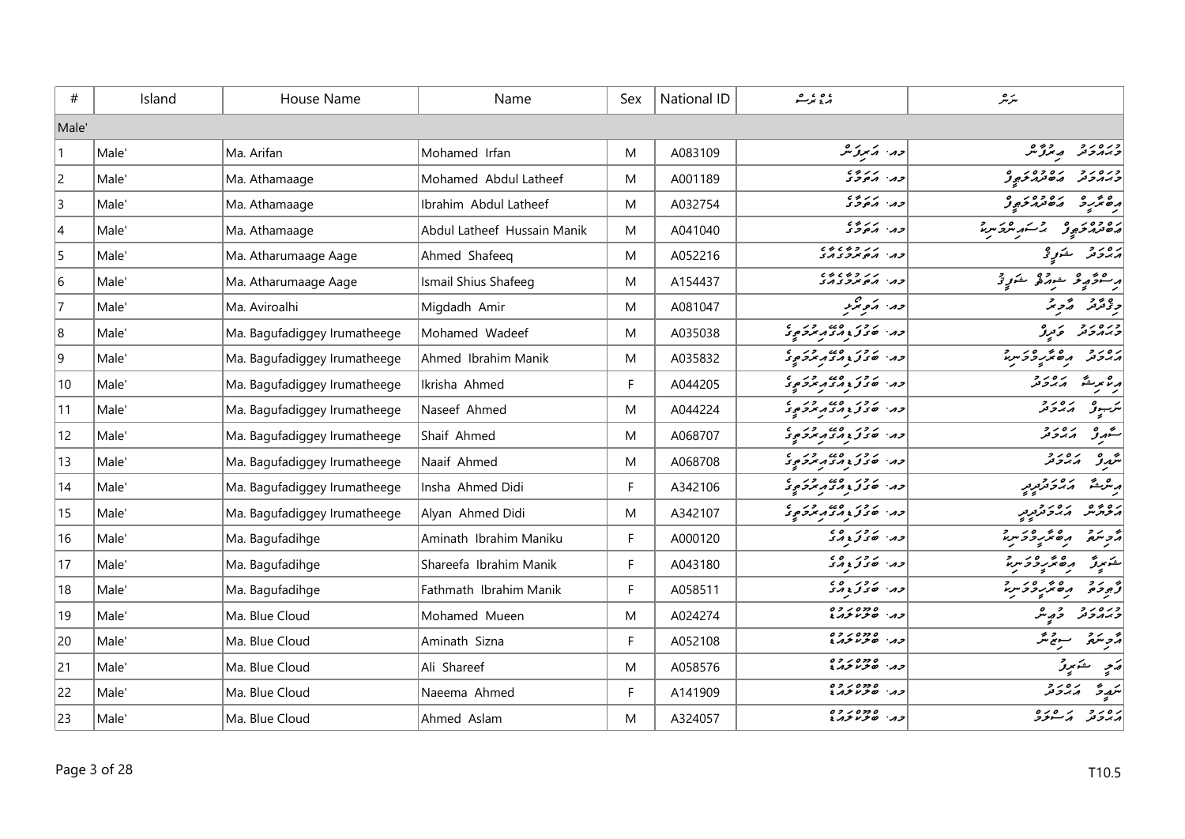| # | Island | House Name | Name | Sex | National ID | ރެއްވުން | ނަން |
|---|---|---|---|---|---|---|---|
| Male' | | | | | | | |
| 1 | Male' | Ma. Arifan | Mohamed Irfan | M | A083109 | މއ. އަރިފަން | މުޙައްމަދު އިރުފާން |
| 2 | Male' | Ma. Athamaage | Mohamed Abdul Latheef | M | A001189 | މއ. އަތަމާގެ | މުޙައްމަދު އަބްދުއްލަޠީފު |
| 3 | Male' | Ma. Athamaage | Ibrahim Abdul Latheef | M | A032754 | މއ. އަތަމާގެ | އިބްރާހީމް އަބްދުއްލަޠީފު |
| 4 | Male' | Ma. Athamaage | Abdul Latheef Hussain Manik | M | A041040 | މއ. އަތަމާގެ | އަބްދުއްލަޠީފު ޙުސައިންމަނިކު |
| 5 | Male' | Ma. Atharumaage Aage | Ahmed Shafeeq | M | A052216 | މއ. އަތަރުމާގެއާގެ | އަޙްމަދު ޝަފީޤު |
| 6 | Male' | Ma. Atharumaage Aage | Ismail Shius Shafeeg | M | A154437 | މއ. އަތަރުމާގެއާގެ | އިސްމާޢީލް ޝިޢުސް ޝަފީގު |
| 7 | Male' | Ma. Aviroalhi | Migdadh Amir | M | A081047 | މއ. އަވިރޯޅި | މިގްދާދު އާމިރު |
| 8 | Male' | Ma. Bagufadiggey Irumatheege | Mohamed Wadeef | M | A035038 | މއ. ބަގުފަދިގްގޭއިރުމަތީގެ | މުޙައްމަދު ވަދީފު |
| 9 | Male' | Ma. Bagufadiggey Irumatheege | Ahmed Ibrahim Manik | M | A035832 | މއ. ބަގުފަދިގްގޭއިރުމަތީގެ | އަޙްމަދު އިބްރާހީމްމަނިކު |
| 10 | Male' | Ma. Bagufadiggey Irumatheege | Ikrisha Ahmed | F | A044205 | މއ. ބަގުފަދިގްގޭއިރުމަތީގެ | އިކްރިޝާ އަޙްމަދު |
| 11 | Male' | Ma. Bagufadiggey Irumatheege | Naseef Ahmed | M | A044224 | މއ. ބަގުފަދިގްގޭއިރުމަތީގެ | ނަސީފު އަޙްމަދު |
| 12 | Male' | Ma. Bagufadiggey Irumatheege | Shaif Ahmed | M | A068707 | މއ. ބަގުފަދިގްގޭއިރުމަތީގެ | ޝާއިފު އަޙްމަދު |
| 13 | Male' | Ma. Bagufadiggey Irumatheege | Naaif Ahmed | M | A068708 | މއ. ބަގުފަދިގްގޭއިރުމަތީގެ | ނާއިފު އަޙްމަދު |
| 14 | Male' | Ma. Bagufadiggey Irumatheege | Insha Ahmed Didi | F | A342106 | މއ. ބަގުފަދިގްގޭއިރުމަތީގެ | އިންޝާ އަޙްމަދުދީދީ |
| 15 | Male' | Ma. Bagufadiggey Irumatheege | Alyan Ahmed Didi | M | A342107 | މއ. ބަގުފަދިގްގޭއިރުމަތީގެ | އަލްޔާން އަޙްމަދުދީދީ |
| 16 | Male' | Ma. Bagufadihge | Aminath Ibrahim Maniku | F | A000120 | މއ. ބަގުފަދިއްގެ | އާމިނަތު އިބްރާހީމްމަނިކު |
| 17 | Male' | Ma. Bagufadihge | Shareefa Ibrahim Manik | F | A043180 | މއ. ބަގުފަދިއްގެ | ޝަރީފާ އިބްރާހީމްމަނިކު |
| 18 | Male' | Ma. Bagufadihge | Fathmath Ibrahim Manik | F | A058511 | މއ. ބަގުފަދިއްގެ | ފާތިމަތު އިބްރާހީމްމަނިކު |
| 19 | Male' | Ma. Blue Cloud | Mohamed Mueen | M | A024274 | މއ. ބްލޫކްލައުޑް | މުޙައްމަދު މުޢީން |
| 20 | Male' | Ma. Blue Cloud | Aminath Sizna | F | A052108 | މއ. ބްލޫކްލައުޑް | އާމިނަތު ސިޒްނާ |
| 21 | Male' | Ma. Blue Cloud | Ali Shareef | M | A058576 | މއ. ބްލޫކްލައުޑް | އަލި ޝަރީފު |
| 22 | Male' | Ma. Blue Cloud | Naeema Ahmed | F | A141909 | މއ. ބްލޫކްލައުޑް | ނައީމާ އަޙްމަދު |
| 23 | Male' | Ma. Blue Cloud | Ahmed Aslam | M | A324057 | މއ. ބްލޫކްލައުޑް | އަޙްމަދު އަސްލަމް |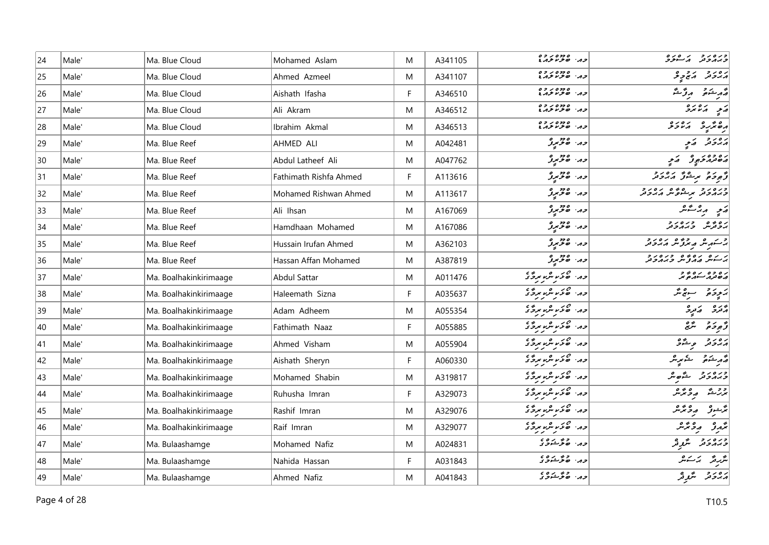| 24 | Male' | Ma. Blue Cloud | Mohamed Aslam | M | A341105 | މއ. ބްލޫކްލައުޑް | މުޙައްމަދު އަސްލަމް |
|---|---|---|---|---|---|---|---|
| 25 | Male' | Ma. Blue Cloud | Ahmed Azmeel | M | A341107 | މއ. ބްލޫކްލައުޑް | އަޙްމަދު އަޒްމީލް |
| 26 | Male' | Ma. Blue Cloud | Aishath Ifasha | F | A346510 | މއ. ބްލޫކްލައުޑް | އާއިޝަތު އިފާޝާ |
| 27 | Male' | Ma. Blue Cloud | Ali Akram | M | A346512 | މއ. ބްލޫކްލައުޑް | އަލި އަކްރަމް |
| 28 | Male' | Ma. Blue Cloud | Ibrahim Akmal | M | A346513 | މއ. ބްލޫކްލައުޑް | އިބްރާހީމް އަކްމަލް |
| 29 | Male' | Ma. Blue Reef | AHMED ALI | M | A042481 | މއ. ބްލޫރީފް | އަޙްމަދު އަލި |
| 30 | Male' | Ma. Blue Reef | Abdul Latheef Ali | M | A047762 | މއ. ބްލޫރީފް | އަބްދުއްލަޠީފް އަލި |
| 31 | Male' | Ma. Blue Reef | Fathimath Rishfa Ahmed | F | A113616 | މއ. ބްލޫރީފް | ފާތިމަތު ރިޝްފާ އަޙްމަދު |
| 32 | Male' | Ma. Blue Reef | Mohamed Rishwan Ahmed | M | A113617 | މއ. ބްލޫރީފް | މުޙައްމަދު ރިޝްވާން އަޙްމަދު |
| 33 | Male' | Ma. Blue Reef | Ali Ihsan | M | A167069 | މއ. ބްލޫރީފް | އަލި އިޙްސާން |
| 34 | Male' | Ma. Blue Reef | Hamdhaan Mohamed | M | A167086 | މއ. ބްލޫރީފް | ހަމްދާން މުޙައްމަދު |
| 35 | Male' | Ma. Blue Reef | Hussain Irufan Ahmed | M | A362103 | މއ. ބްލޫރީފް | ޙުސައިން އިރުފާން އަޙްމަދު |
| 36 | Male' | Ma. Blue Reef | Hassan Affan Mohamed | M | A387819 | މއ. ބްލޫރީފް | ޙަސަން އައްފާން މުޙައްމަދު |
| 37 | Male' | Ma. Boalhakinkirimaage | Abdul Sattar | M | A011476 | މއ. ބޮޅަކިންކިރިމާގެ | އަބްދުއްސައްތާރު |
| 38 | Male' | Ma. Boalhakinkirimaage | Haleemath Sizna | F | A035637 | މއ. ބޮޅަކިންކިރިމާގެ | ހަލީމަތު ސިޒްނާ |
| 39 | Male' | Ma. Boalhakinkirimaage | Adam Adheem | M | A055354 | މއ. ބޮޅަކިންކިރިމާގެ | އާދަމް އަދީމް |
| 40 | Male' | Ma. Boalhakinkirimaage | Fathimath Naaz | F | A055885 | މއ. ބޮޅަކިންކިރިމާގެ | ފާތިމަތު ނާޒް |
| 41 | Male' | Ma. Boalhakinkirimaage | Ahmed Visham | M | A055904 | މއ. ބޮޅަކިންކިރިމާގެ | އަޙްމަދު ވިޝާމް |
| 42 | Male' | Ma. Boalhakinkirimaage | Aishath Sheryn | F | A060330 | މއ. ބޮޅަކިންކިރިމާގެ | އާއިޝަތު ޝެރީން |
| 43 | Male' | Ma. Boalhakinkirimaage | Mohamed Shabin | M | A319817 | މއ. ބޮޅަކިންކިރިމާގެ | މުޙައްމަދު ޝާބިން |
| 44 | Male' | Ma. Boalhakinkirimaage | Ruhusha Imran | F | A329073 | މއ. ބޮޅަކިންކިރިމާގެ | ރުހުޝާ އިމްރާން |
| 45 | Male' | Ma. Boalhakinkirimaage | Rashif Imran | M | A329076 | މއ. ބޮޅަކިންކިރިމާގެ | ރާޝިފް އިމްރާން |
| 46 | Male' | Ma. Boalhakinkirimaage | Raif Imran | M | A329077 | މއ. ބޮޅަކިންކިރިމާގެ | ރާއިފް އިމްރާން |
| 47 | Male' | Ma. Bulaashamge | Mohamed Nafiz | M | A024831 | މއ. ބުލާޝަމްގެ | މުޙައްމަދު ނާފިޒު |
| 48 | Male' | Ma. Bulaashamge | Nahida Hassan | F | A031843 | މއ. ބުލާޝަމްގެ | ނާހިދާ ޙަސަން |
| 49 | Male' | Ma. Bulaashamge | Ahmed Nafiz | M | A041843 | މއ. ބުލާޝަމްގެ | އަޙްމަދު ނާފިޒު |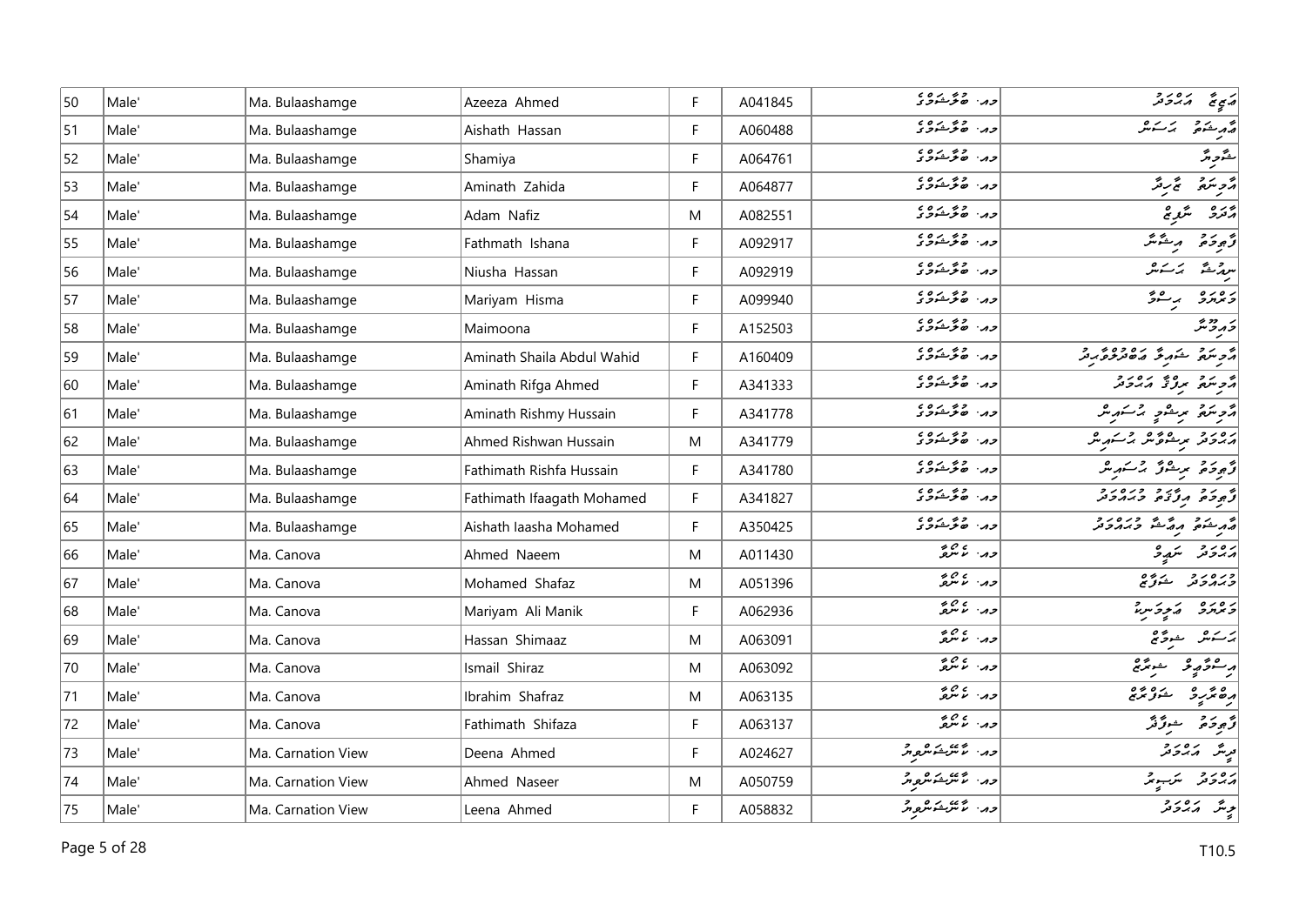| 50 | Male' | Ma. Bulaashamge | Azeeza Ahmed | F | A041845 | މއ. ބުލާޝަމްގެ | ޢަޒީޒާ އަޙްމަދު |
|---|---|---|---|---|---|---|---|
| 51 | Male' | Ma. Bulaashamge | Aishath Hassan | F | A060488 | މއ. ބުލާޝަމްގެ | އާއިޝަތު ހަސަން |
| 52 | Male' | Ma. Bulaashamge | Shamiya | F | A064761 | މއ. ބުލާޝަމްގެ | ޝާމިޔާ |
| 53 | Male' | Ma. Bulaashamge | Aminath Zahida | F | A064877 | މއ. ބުލާޝަމްގެ | އާމިނަތު ޒާހިދާ |
| 54 | Male' | Ma. Bulaashamge | Adam Nafiz | M | A082551 | މއ. ބުލާޝަމްގެ | އާދަމް ނާފިޒު |
| 55 | Male' | Ma. Bulaashamge | Fathmath Ishana | F | A092917 | މއ. ބުލާޝަމްގެ | ފާތިމަތު އިޝާނާ |
| 56 | Male' | Ma. Bulaashamge | Niusha Hassan | F | A092919 | މއ. ބުލާޝަމްގެ | ނިއުޝާ ހަސަން |
| 57 | Male' | Ma. Bulaashamge | Mariyam Hisma | F | A099940 | މއ. ބުލާޝަމްގެ | މަރިޔަމް ހިސްމާ |
| 58 | Male' | Ma. Bulaashamge | Maimoona | F | A152503 | މއ. ބުލާޝަމްގެ | މައިމޫނާ |
| 59 | Male' | Ma. Bulaashamge | Aminath Shaila Abdul Wahid | F | A160409 | މއ. ބުލާޝަމްގެ | އާމިނަތު ޝައިލާ ޢަބްދުލްވާހިދު |
| 60 | Male' | Ma. Bulaashamge | Aminath Rifga Ahmed | F | A341333 | މއ. ބުލާޝަމްގެ | އާމިނަތު ރިފްގާ އަޙްމަދު |
| 61 | Male' | Ma. Bulaashamge | Aminath Rishmy Hussain | F | A341778 | މއ. ބުލާޝަމްގެ | އާމިނަތު ރިޝްމީ ޙުސައިން |
| 62 | Male' | Ma. Bulaashamge | Ahmed Rishwan Hussain | M | A341779 | މއ. ބުލާޝަމްގެ | އަޙްމަދު ރިޝްވާން ޙުސައިން |
| 63 | Male' | Ma. Bulaashamge | Fathimath Rishfa Hussain | F | A341780 | މއ. ބުލާޝަމްގެ | ފާތިމަތު ރިޝްފާ ޙުސައިން |
| 64 | Male' | Ma. Bulaashamge | Fathimath Ifaagath Mohamed | F | A341827 | މއ. ބުލާޝަމްގެ | ފާތިމަތު އިފާގަތު މުޙައްމަދު |
| 65 | Male' | Ma. Bulaashamge | Aishath Iaasha Mohamed | F | A350425 | މއ. ބުލާޝަމްގެ | އާއިޝަތު އިއާޝާ މުޙައްމަދު |
| 66 | Male' | Ma. Canova | Ahmed Naeem | M | A011430 | މއ. ކަނޯވާ | އަޙްމަދު ނައީމް |
| 67 | Male' | Ma. Canova | Mohamed Shafaz | M | A051396 | މއ. ކަނޯވާ | މުޙައްމަދު ޝަފާޒު |
| 68 | Male' | Ma. Canova | Mariyam Ali Manik | F | A062936 | މއ. ކަނޯވާ | މަރިޔަމް އަލިމަނިކު |
| 69 | Male' | Ma. Canova | Hassan Shimaaz | M | A063091 | މއ. ކަނޯވާ | ހަސަން ޝިމާޒު |
| 70 | Male' | Ma. Canova | Ismail Shiraz | M | A063092 | މއ. ކަނޯވާ | އިސްމާއިލް ޝިރާޒު |
| 71 | Male' | Ma. Canova | Ibrahim Shafraz | M | A063135 | މއ. ކަނޯވާ | އިބްރާހިމް ޝަފްރާޒު |
| 72 | Male' | Ma. Canova | Fathimath Shifaza | F | A063137 | މއ. ކަނޯވާ | ފާތިމަތު ޝިފާޒާ |
| 73 | Male' | Ma. Carnation View | Deena Ahmed | F | A024627 | މއ. ކާނޭޝަންވިއު | ދީނާ އަޙްމަދު |
| 74 | Male' | Ma. Carnation View | Ahmed Naseer | M | A050759 | މއ. ކާނޭޝަންވިއު | އަޙްމަދު ނަސީރު |
| 75 | Male' | Ma. Carnation View | Leena Ahmed | F | A058832 | މއ. ކާނޭޝަންވިއު | ލީނާ އަޙްމަދު |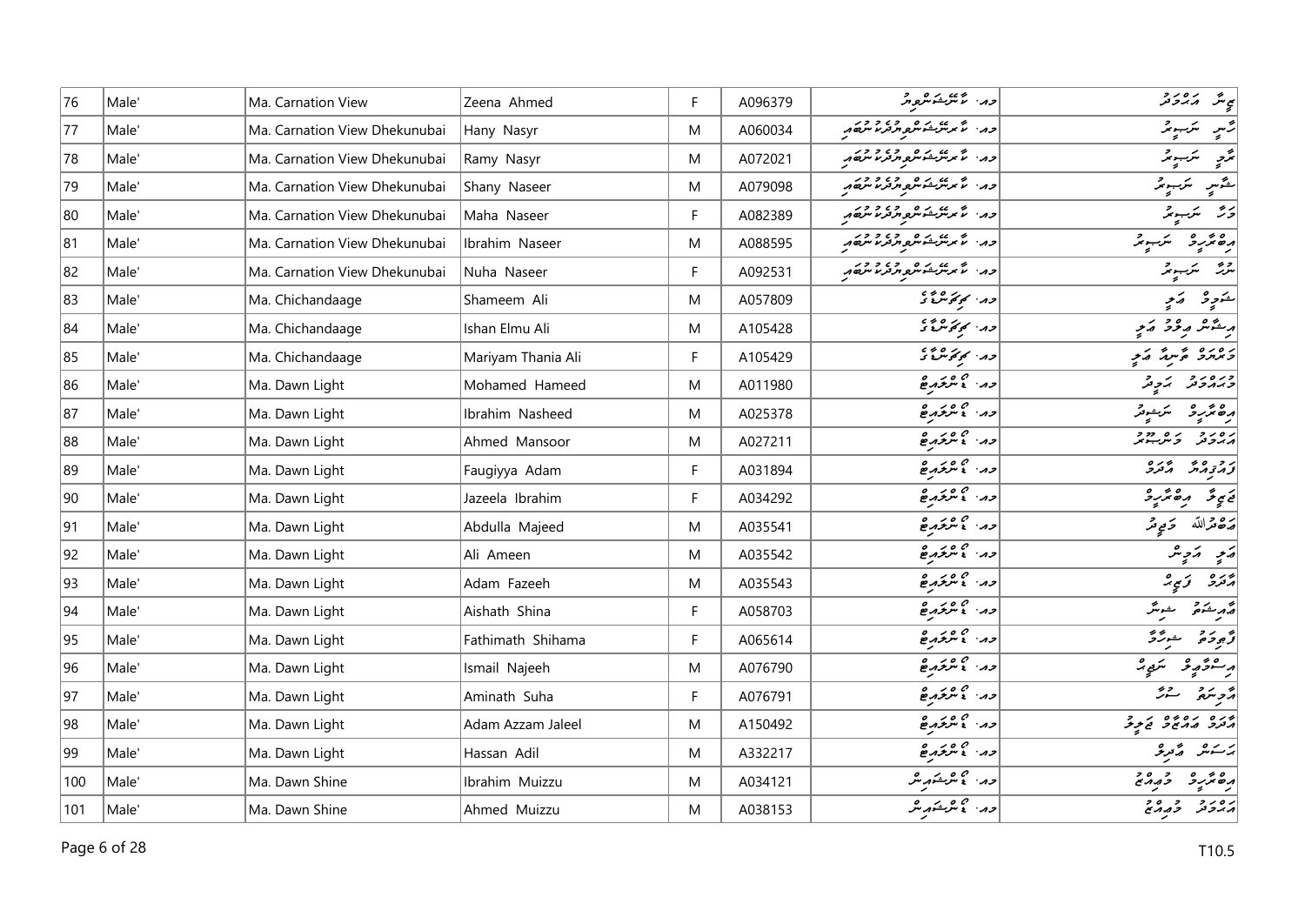| 76 | Male' | Ma. Carnation View | Zeena Ahmed | F | A096379 | މއ. ކާނޭޝަންވިއު | ޒީނާ އަޙްމަދު |
|---|---|---|---|---|---|---|---|
| 77 | Male' | Ma. Carnation View Dhekunubai | Hany Nasyr | M | A060034 | މއ. ކާނޭޝަންވިއުދެކުނުބައި | ހާނީ ނަސީރު |
| 78 | Male' | Ma. Carnation View Dhekunubai | Ramy Nasyr | M | A072021 | މއ. ކާނޭޝަންވިއުދެކުނުބައި | ރާމީ ނަސީރު |
| 79 | Male' | Ma. Carnation View Dhekunubai | Shany Naseer | M | A079098 | މއ. ކާނޭޝަންވިއުދެކުނުބައި | ޝާނީ ނަސީރު |
| 80 | Male' | Ma. Carnation View Dhekunubai | Maha Naseer | F | A082389 | މއ. ކާނޭޝަންވިއުދެކުނުބައި | މަހާ ނަސީރު |
| 81 | Male' | Ma. Carnation View Dhekunubai | Ibrahim Naseer | M | A088595 | މއ. ކާނޭޝަންވިއުދެކުނުބައި | އިބްރާހީމް ނަސީރު |
| 82 | Male' | Ma. Carnation View Dhekunubai | Nuha Naseer | F | A092531 | މއ. ކާނޭޝަންވިއުދެކުނުބައި | ނުހާ ނަސީރު |
| 83 | Male' | Ma. Chichandaage | Shameem Ali | M | A057809 | މއ. ޗިޗަންދާގެ | ޝަމީމް އަލި |
| 84 | Male' | Ma. Chichandaage | Ishan Elmu Ali | M | A105428 | މއ. ޗިޗަންދާގެ | އިޝާން އިލްމު އަލި |
| 85 | Male' | Ma. Chichandaage | Mariyam Thania Ali | F | A105429 | މއ. ޗިޗަންދާގެ | މަރިޔަމް ތާނިއާ އަލި |
| 86 | Male' | Ma. Dawn Light | Mohamed Hameed | M | A011980 | މއ. ޑޯންލައިޓް | މުޙައްމަދު ހަމީދު |
| 87 | Male' | Ma. Dawn Light | Ibrahim Nasheed | M | A025378 | މއ. ޑޯންލައިޓް | އިބްރާހީމް ނަޝީދު |
| 88 | Male' | Ma. Dawn Light | Ahmed Mansoor | M | A027211 | މއ. ޑޯންލައިޓް | އަޙްމަދު މަންސޫރު |
| 89 | Male' | Ma. Dawn Light | Faugiyya Adam | F | A031894 | މއ. ޑޯންލައިޓް | ފައުޤިއްޔާ އާދަމް |
| 90 | Male' | Ma. Dawn Light | Jazeela Ibrahim | F | A034292 | މއ. ޑޯންލައިޓް | ޖަޒީލާ އިބްރާހީމް |
| 91 | Male' | Ma. Dawn Light | Abdulla Majeed | M | A035541 | މއ. ޑޯންލައިޓް | އަބްދުﷲ މަޖީދު |
| 92 | Male' | Ma. Dawn Light | Ali Ameen | M | A035542 | މއ. ޑޯންލައިޓް | އަލި އަމީން |
| 93 | Male' | Ma. Dawn Light | Adam Fazeeh | M | A035543 | މއ. ޑޯންލައިޓް | އާދަމް ފަޞީޙް |
| 94 | Male' | Ma. Dawn Light | Aishath Shina | F | A058703 | މއ. ޑޯންލައިޓް | އާއިޝަތު ޝިނާ |
| 95 | Male' | Ma. Dawn Light | Fathimath Shihama | F | A065614 | މއ. ޑޯންލައިޓް | ފާތިމަތު ޝިހާމާ |
| 96 | Male' | Ma. Dawn Light | Ismail Najeeh | M | A076790 | މއ. ޑޯންލައިޓް | އިސްމާއީލް ނަޖީޙް |
| 97 | Male' | Ma. Dawn Light | Aminath Suha | F | A076791 | މއ. ޑޯންލައިޓް | އާމިނަތު ސުހާ |
| 98 | Male' | Ma. Dawn Light | Adam Azzam Jaleel | M | A150492 | މއ. ޑޯންލައިޓް | އާދަމް އައްޒާމް ޖަލީލް |
| 99 | Male' | Ma. Dawn Light | Hassan Adil | M | A332217 | މއ. ޑޯންލައިޓް | ހަސަން އާދިލް |
| 100 | Male' | Ma. Dawn Shine | Ibrahim Muizzu | M | A034121 | މއ. ޑޯންޝައިން | އިބްރާހީމް މުޢިއްޒު |
| 101 | Male' | Ma. Dawn Shine | Ahmed Muizzu | M | A038153 | މއ. ޑޯންޝައިން | އަޙްމަދު މުޢިއްޒު |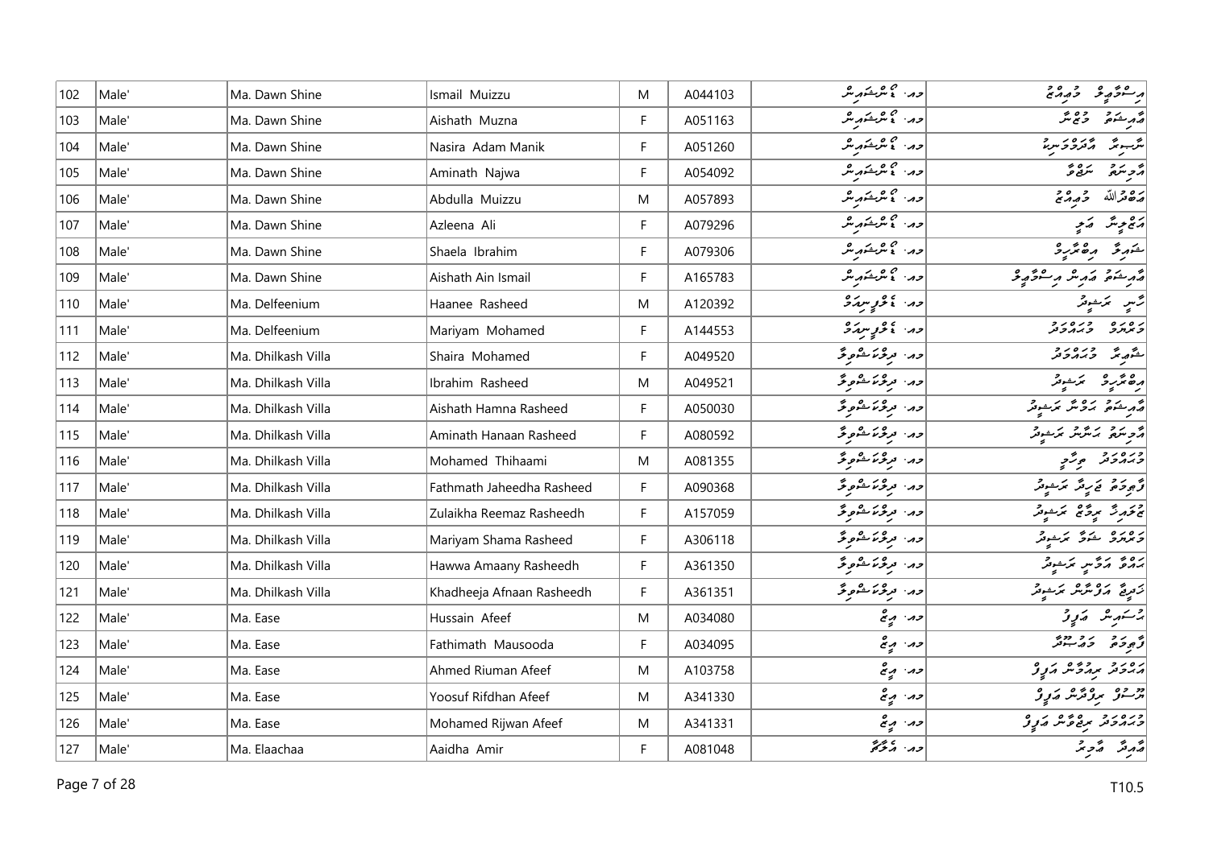| 102 | Male' | Ma. Dawn Shine | Ismail Muizzu | M | A044103 | މއ. ޑޯންޝައިން | އިސްމާޢީލް މުޢިއްޒު |
|---|---|---|---|---|---|---|---|
| 103 | Male' | Ma. Dawn Shine | Aishath Muzna | F | A051163 | މއ. ޑޯންޝައިން | އާއިޝަތު މުޒްނާ |
| 104 | Male' | Ma. Dawn Shine | Nasira Adam Manik | F | A051260 | މއ. ޑޯންޝައިން | ނާސިރާ އާދަމްމަނިކު |
| 105 | Male' | Ma. Dawn Shine | Aminath Najwa | F | A054092 | މއ. ޑޯންޝައިން | އާމިނަތު ނަޖްވާ |
| 106 | Male' | Ma. Dawn Shine | Abdulla Muizzu | M | A057893 | މއ. ޑޯންޝައިން | އަބްދުﷲ މުޢިއްޒު |
| 107 | Male' | Ma. Dawn Shine | Azleena Ali | F | A079296 | މއ. ޑޯންޝައިން | އަޒްލީނާ އަލި |
| 108 | Male' | Ma. Dawn Shine | Shaela Ibrahim | F | A079306 | މއ. ޑޯންޝައިން | ޝައިލާ އިބްރާހިމް |
| 109 | Male' | Ma. Dawn Shine | Aishath Ain Ismail | F | A165783 | މއ. ޑޯންޝައިން | އާއިޝަތު ޢައިން އިސްމާޢީލް |
| 110 | Male' | Ma. Delfeenium | Haanee Rasheed | M | A120392 | މއ. ޑެލްފީނިއަމް | ހާނީ ރަޝީދު |
| 111 | Male' | Ma. Delfeenium | Mariyam Mohamed | F | A144553 | މއ. ޑެލްފީނިއަމް | މަރިޔަމް މުޙައްމަދު |
| 112 | Male' | Ma. Dhilkash Villa | Shaira Mohamed | F | A049520 | މއ. ދިލްކަޝްވިލާ | ޝާއިރާ މުޙައްމަދު |
| 113 | Male' | Ma. Dhilkash Villa | Ibrahim Rasheed | M | A049521 | މއ. ދިލްކަޝްވިލާ | އިބްރާހިމް ރަޝީދު |
| 114 | Male' | Ma. Dhilkash Villa | Aishath Hamna Rasheed | F | A050030 | މއ. ދިލްކަޝްވިލާ | އާއިޝަތު ހަމްނާ ރަޝީދު |
| 115 | Male' | Ma. Dhilkash Villa | Aminath Hanaan Rasheed | F | A080592 | މއ. ދިލްކަޝްވިލާ | އާމިނަތު ހަނާން ރަޝީދު |
| 116 | Male' | Ma. Dhilkash Villa | Mohamed Thihaami | M | A081355 | މއ. ދިލްކަޝްވިލާ | މުޙައްމަދު ތިހާމި |
| 117 | Male' | Ma. Dhilkash Villa | Fathmath Jaheedha Rasheed | F | A090368 | މއ. ދިލްކަޝްވިލާ | ފާތިމަތު ޖަހީދާ ރަޝީދު |
| 118 | Male' | Ma. Dhilkash Villa | Zulaikha Reemaz Rasheedh | F | A157059 | މއ. ދިލްކަޝްވިލާ | ޒުލައިހާ ރީމާޒް ރަޝީދު |
| 119 | Male' | Ma. Dhilkash Villa | Mariyam Shama Rasheed | F | A306118 | މއ. ދިލްކަޝްވިލާ | މަރިޔަމް ޝަމާ ރަޝީދު |
| 120 | Male' | Ma. Dhilkash Villa | Hawwa Amaany Rasheedh | F | A361350 | މއ. ދިލްކަޝްވިލާ | ހައްވާ އަމާނީ ރަޝީދު |
| 121 | Male' | Ma. Dhilkash Villa | Khadheeja Afnaan Rasheedh | F | A361351 | މއ. ދިލްކަޝްވިލާ | ހަދީޖާ އަފްނާން ރަޝީދު |
| 122 | Male' | Ma. Ease | Hussain Afeef | M | A034080 | މއ. އީޒް | ހުސައިން އަފީފު |
| 123 | Male' | Ma. Ease | Fathimath Mausooda | F | A034095 | މއ. އީޒް | ފާތިމަތު މައުސޫދާ |
| 124 | Male' | Ma. Ease | Ahmed Riuman Afeef | M | A103758 | މއ. އީޒް | އަޙްމަދު ރިއުމާން އަފީފު |
| 125 | Male' | Ma. Ease | Yoosuf Rifdhan Afeef | M | A341330 | މއ. އީޒް | ޔޫސުފް ރިފްދާން އަފީފު |
| 126 | Male' | Ma. Ease | Mohamed Rijwan Afeef | M | A341331 | މއ. އީޒް | މުޙައްމަދު ރިޖްވާން އަފީފު |
| 127 | Male' | Ma. Elaachaa | Aaidha Amir | F | A081048 | މއ. އެލާޗާ | އާއިދާ އާމިރު |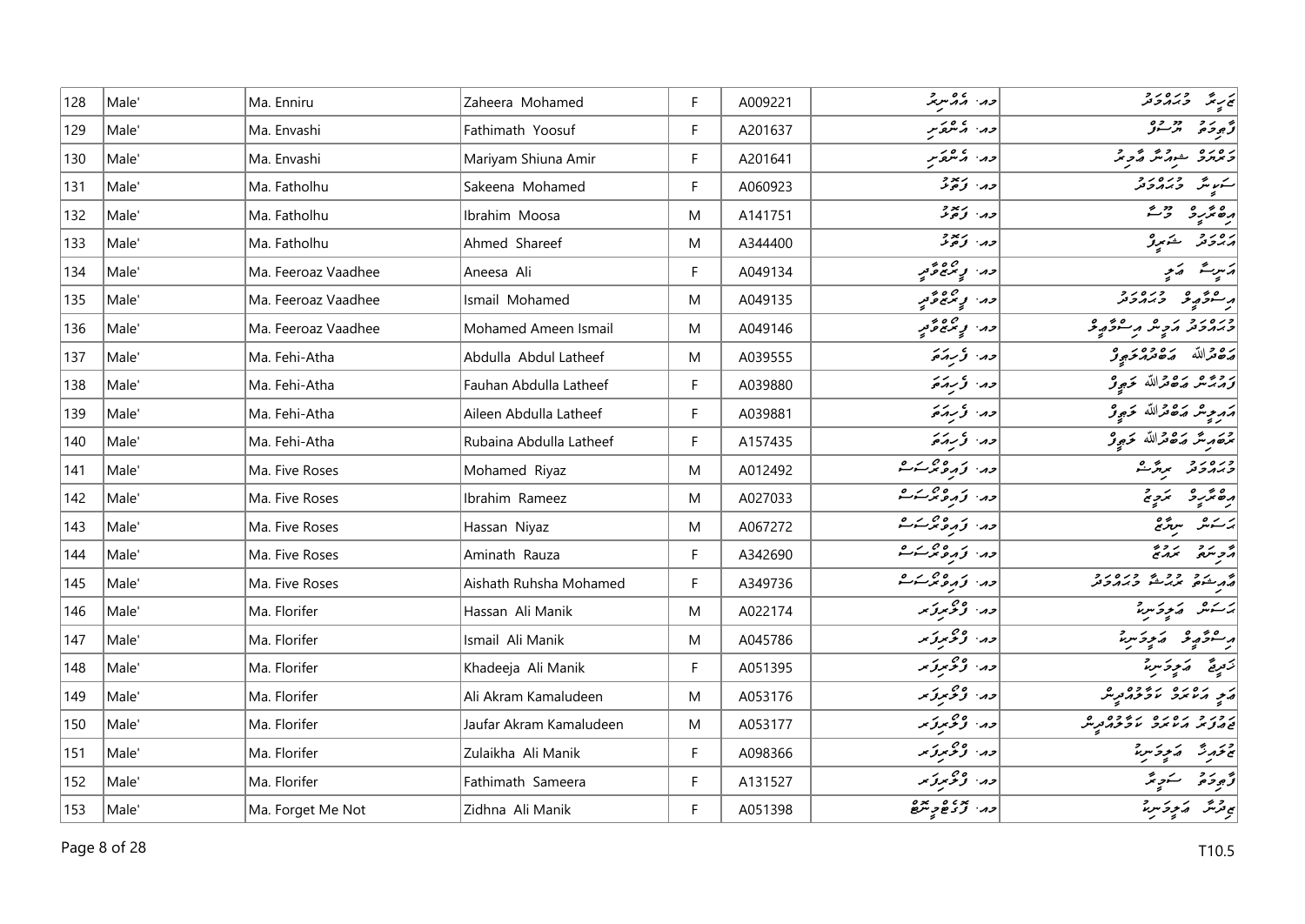| 128 | Male' | Ma. Enniru | Zaheera Mohamed | F | A009221 | މއ. އެއްނިރު | ޒަހީރާ މުހައްމަދު |
|---|---|---|---|---|---|---|---|
| 129 | Male' | Ma. Envashi | Fathimath Yoosuf | F | A201637 | މއ. އެންވަށި | ފާތިމަތު ޔޫސުފު |
| 130 | Male' | Ma. Envashi | Mariyam Shiuna Amir | F | A201641 | މއ. އެންވަށި | މަރިޔަމް ޝިޢުނާ އާމިރު |
| 131 | Male' | Ma. Fatholhu | Sakeena Mohamed | F | A060923 | މއ. ފަތޮޅު | ސަކީނާ މުހައްމަދު |
| 132 | Male' | Ma. Fatholhu | Ibrahim Moosa | M | A141751 | މއ. ފަތޮޅު | އިބްރާހީމް މޫސާ |
| 133 | Male' | Ma. Fatholhu | Ahmed Shareef | M | A344400 | މއ. ފަތޮޅު | އަހުމަދު ޝަރީފު |
| 134 | Male' | Ma. Feeroaz Vaadhee | Aneesa Ali | F | A049134 | މއ. ފީރޯޒުވާދީ | އަނީސާ އަލި |
| 135 | Male' | Ma. Feeroaz Vaadhee | Ismail Mohamed | M | A049135 | މއ. ފީރޯޒުވާދީ | އިސްމާއީލް މުހައްމަދު |
| 136 | Male' | Ma. Feeroaz Vaadhee | Mohamed Ameen Ismail | M | A049146 | މއ. ފީރޯޒުވާދީ | މުހައްމަދު އަމީން އިސްމާއީލް |
| 137 | Male' | Ma. Fehi-Atha | Abdulla Abdul Latheef | M | A039555 | މއ. ފެހިއަތަ | އަބްދުﷲ އަބްދުއްލަތީފު |
| 138 | Male' | Ma. Fehi-Atha | Fauhan Abdulla Latheef | F | A039880 | މއ. ފެހިއަތަ | ފައުހާން އަބްދުﷲ ލަތީފު |
| 139 | Male' | Ma. Fehi-Atha | Aileen Abdulla Latheef | F | A039881 | މއ. ފެހިއަތަ | އައިލީން އަބްދުﷲ ލަތީފު |
| 140 | Male' | Ma. Fehi-Atha | Rubaina Abdulla Latheef | F | A157435 | މއ. ފެހިއަތަ | ރުބައިނާ އަބްދުﷲ ލަތީފު |
| 141 | Male' | Ma. Five Roses | Mohamed Riyaz | M | A012492 | މއ. ފައިވްރޯޒަސް | މުހައްމަދު ރިޔާޒް |
| 142 | Male' | Ma. Five Roses | Ibrahim Rameez | M | A027033 | މއ. ފައިވްރޯޒަސް | އިބްރާހީމް ރަމީޒު |
| 143 | Male' | Ma. Five Roses | Hassan Niyaz | M | A067272 | މއ. ފައިވްރޯޒަސް | ޙަސަން ނިޔާޒް |
| 144 | Male' | Ma. Five Roses | Aminath Rauza | F | A342690 | މއ. ފައިވްރޯޒަސް | އާމިނަތު ރައުޒާ |
| 145 | Male' | Ma. Five Roses | Aishath Ruhsha Mohamed | F | A349736 | މއ. ފައިވްރޯޒަސް | އާއިޝަތު ރުހްޝާ މުހައްމަދު |
| 146 | Male' | Ma. Florifer | Hassan Ali Manik | M | A022174 | މއ. ފްލޯރިފަރ | ޙަސަން އަލިމާނިކު |
| 147 | Male' | Ma. Florifer | Ismail Ali Manik | M | A045786 | މއ. ފްލޯރިފަރ | އިސްމާއީލް އަލިމާނިކު |
| 148 | Male' | Ma. Florifer | Khadeeja Ali Manik | F | A051395 | މއ. ފްލޯރިފަރ | ޚަދީޖާ އަލިމާނިކު |
| 149 | Male' | Ma. Florifer | Ali Akram Kamaludeen | M | A053176 | މއ. ފްލޯރިފަރ | އަލި އަކްރަމް ކަމާލުއްދީން |
| 150 | Male' | Ma. Florifer | Jaufar Akram Kamaludeen | M | A053177 | މއ. ފްލޯރިފަރ | ޖައުފަރު އަކްރަމް ކަމާލުއްދީން |
| 151 | Male' | Ma. Florifer | Zulaikha Ali Manik | F | A098366 | މއ. ފްލޯރިފަރ | ޒުލައިޚާ އަލިމާނިކު |
| 152 | Male' | Ma. Florifer | Fathimath Sameera | F | A131527 | މއ. ފްލޯރިފަރ | ފާތިމަތު ސަމީރާ |
| 153 | Male' | Ma. Forget Me Not | Zidhna Ali Manik | F | A051398 | މއ. ފޯގެޓްމީނޮޓް | ޒިދްނާ އަލިމާނިކު |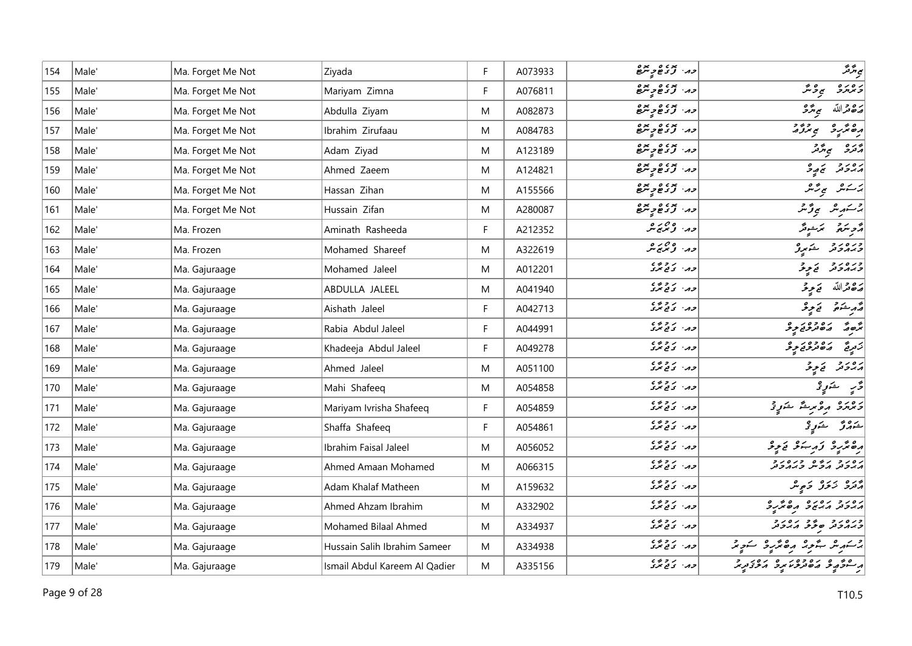| 154 | Male' | Ma. Forget Me Not | Ziyada | F | A073933 | މއ. ފޯގެޓްމީނޮޓް | ޒިޔާދާ |
|---|---|---|---|---|---|---|---|
| 155 | Male' | Ma. Forget Me Not | Mariyam Zimna | F | A076811 | މއ. ފޯގެޓްމީނޮޓް | މަރިޔަމް ޒިމްނާ |
| 156 | Male' | Ma. Forget Me Not | Abdulla Ziyam | M | A082873 | މއ. ފޯގެޓްމީނޮޓް | އަބްދުﷲ ޒިޔާމް |
| 157 | Male' | Ma. Forget Me Not | Ibrahim Zirufaau | M | A084783 | މއ. ފޯގެޓްމީނޮޓް | އިބްރާހީމް ޒިރުފާއު |
| 158 | Male' | Ma. Forget Me Not | Adam Ziyad | M | A123189 | މއ. ފޯގެޓްމީނޮޓް | އާދަމް ޒިޔާދު |
| 159 | Male' | Ma. Forget Me Not | Ahmed Zaeem | M | A124821 | މއ. ފޯގެޓްމީނޮޓް | އަޙްމަދު ޒައީމް |
| 160 | Male' | Ma. Forget Me Not | Hassan Zihan | M | A155566 | މއ. ފޯގެޓްމީނޮޓް | ޙަސަން ޒިހާން |
| 161 | Male' | Ma. Forget Me Not | Hussain Zifan | M | A280087 | މއ. ފޯގެޓްމީނޮޓް | ޙުސައިން ޒިފާން |
| 162 | Male' | Ma. Frozen | Aminath Rasheeda | F | A212352 | މއ. ފްރޯޒަން | އާމިނަތު ރަޝީދާ |
| 163 | Male' | Ma. Frozen | Mohamed Shareef | M | A322619 | މއ. ފްރޯޒަން | މުޙައްމަދު ޝަރީފު |
| 164 | Male' | Ma. Gajuraage | Mohamed Jaleel | M | A012201 | މއ. ގަޖުރާގެ | މުޙައްމަދު ޖަލީލު |
| 165 | Male' | Ma. Gajuraage | ABDULLA JALEEL | M | A041940 | މއ. ގަޖުރާގެ | އަބްދުﷲ ޖަލީލު |
| 166 | Male' | Ma. Gajuraage | Aishath Jaleel | F | A042713 | މއ. ގަޖުރާގެ | އާއިޝަތު ޖަލީލު |
| 167 | Male' | Ma. Gajuraage | Rabia Abdul Jaleel | F | A044991 | މއ. ގަޖުރާގެ | ރާބިޔާ އަބްދުލްޖަލީލު |
| 168 | Male' | Ma. Gajuraage | Khadeeja Abdul Jaleel | F | A049278 | މއ. ގަޖުރާގެ | ޚަދީޖާ އަބްދުލްޖަލީލު |
| 169 | Male' | Ma. Gajuraage | Ahmed Jaleel | M | A051100 | މއ. ގަޖުރާގެ | އަޙްމަދު ޖަލީލު |
| 170 | Male' | Ma. Gajuraage | Mahi Shafeeq | M | A054858 | މއ. ގަޖުރާގެ | މާހި ޝަފީޤު |
| 171 | Male' | Ma. Gajuraage | Mariyam Ivrisha Shafeeq | F | A054859 | މއ. ގަޖުރާގެ | މަރިޔަމް އިވްރިޝާ ޝަފީޤު |
| 172 | Male' | Ma. Gajuraage | Shaffa Shafeeq | F | A054861 | މއ. ގަޖުރާގެ | ޝައްފާ ޝަފީޤު |
| 173 | Male' | Ma. Gajuraage | Ibrahim Faisal Jaleel | M | A056052 | މއ. ގަޖުރާގެ | އިބްރާހީމް ފައިސަލް ޖަލީލު |
| 174 | Male' | Ma. Gajuraage | Ahmed Amaan Mohamed | M | A066315 | މއ. ގަޖުރާގެ | އަޙްމަދު އަމާން މުޙައްމަދު |
| 175 | Male' | Ma. Gajuraage | Adam Khalaf Matheen | M | A159632 | މއ. ގަޖުރާގެ | އާދަމް ޚަލަފް މަތީން |
| 176 | Male' | Ma. Gajuraage | Ahmed Ahzam Ibrahim | M | A332902 | މއ. ގަޖުރާގެ | އަޙްމަދު އަޙްޒަމް އިބްރާހީމް |
| 177 | Male' | Ma. Gajuraage | Mohamed Bilaal Ahmed | M | A334937 | މއ. ގަޖުރާގެ | މުޙައްމަދު ބިލާލް އަޙްމަދު |
| 178 | Male' | Ma. Gajuraage | Hussain Salih Ibrahim Sameer | M | A334938 | މއ. ގަޖުރާގެ | ޙުސައިން ސާލިޙް އިބްރާހީމް ސަމީރު |
| 179 | Male' | Ma. Gajuraage | Ismail Abdul Kareem Al Qadier | M | A335156 | މއ. ގަޖުރާގެ | އިސްމާޢީލް އަބްދުލްކަރީމް އަލްޤާދިރު |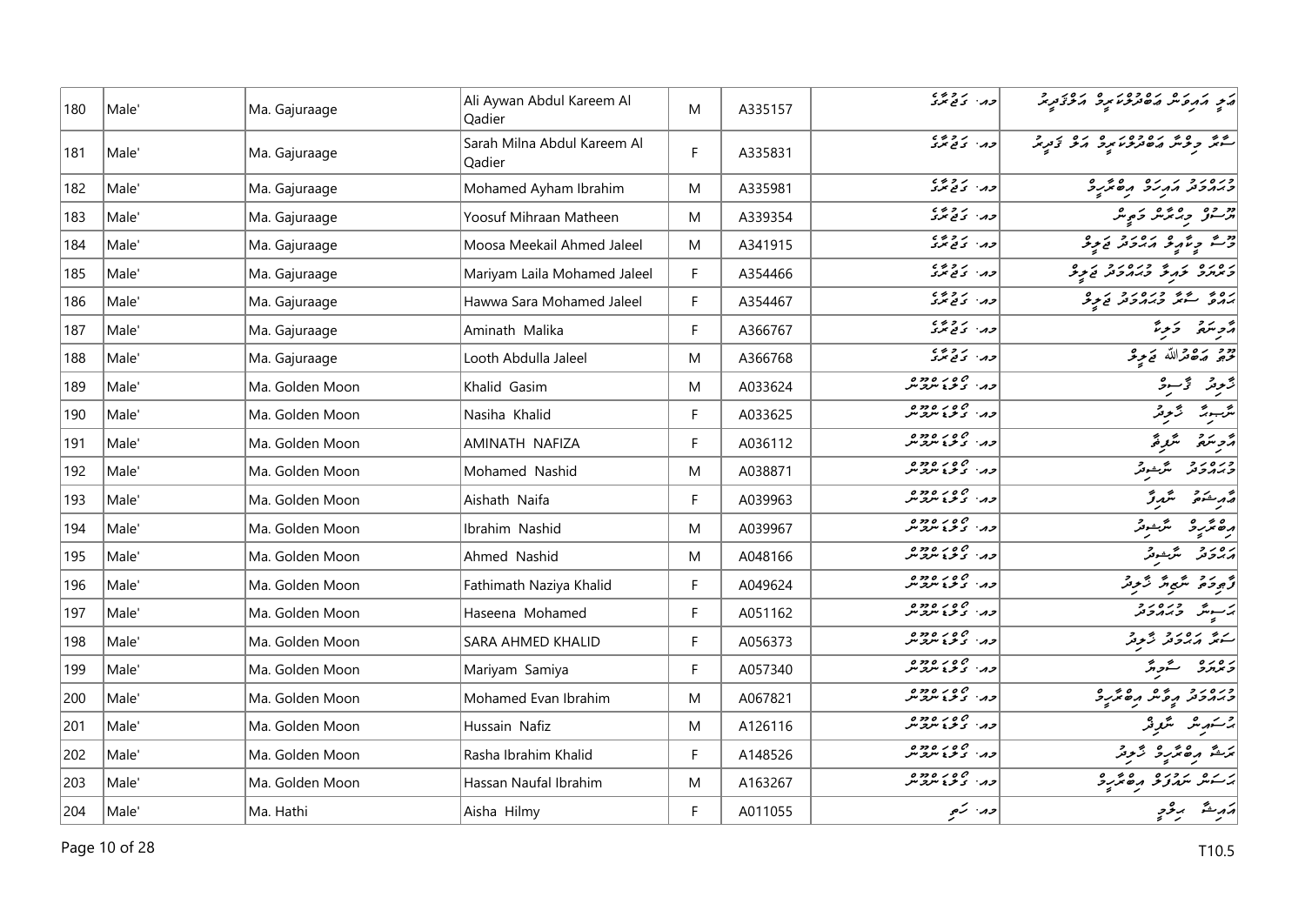| 180 | Male' | Ma. Gajuraage | Ali Aywan Abdul Kareem Al Qadier | M | A335157 | މއ. ގަޖުރާގެ | އަލީ އައިވަން އަބްދުލްކަރީމް އަލްޤާދިރު |
|---|---|---|---|---|---|---|---|
| 181 | Male' | Ma. Gajuraage | Sarah Milna Abdul Kareem Al Qadier | F | A335831 | މއ. ގަޖުރާގެ | ސާރާ މިލްނާ އަބްދުލްކަރީމް އަލް ޤާދިރު |
| 182 | Male' | Ma. Gajuraage | Mohamed Ayham Ibrahim | M | A335981 | މއ. ގަޖުރާގެ | މުހައްމަދު އައިހަމް އިބްރާހީމް |
| 183 | Male' | Ma. Gajuraage | Yoosuf Mihraan Matheen | M | A339354 | މއ. ގަޖުރާގެ | ޔޫސުފް މިހްރާން މަތީން |
| 184 | Male' | Ma. Gajuraage | Moosa Meekail Ahmed Jaleel | M | A341915 | މއ. ގަޖުރާގެ | މޫސާ މީކާއީލް އަޙްމަދު ޖަލީލް |
| 185 | Male' | Ma. Gajuraage | Mariyam Laila Mohamed Jaleel | F | A354466 | މއ. ގަޖުރާގެ | މަރިޔަމް ލައިލާ މުހައްމަދު ޖަލީލް |
| 186 | Male' | Ma. Gajuraage | Hawwa Sara Mohamed Jaleel | F | A354467 | މއ. ގަޖުރާގެ | ހައްވާ ސާރާ މުހައްމަދު ޖަލީލް |
| 187 | Male' | Ma. Gajuraage | Aminath Malika | F | A366767 | މއ. ގަޖުރާގެ | އާމިނަތު މަލިކާ |
| 188 | Male' | Ma. Gajuraage | Looth Abdulla Jaleel | M | A366768 | މއ. ގަޖުރާގެ | ލޫތު އަބްދުﷲ ޖަލީލް |
| 189 | Male' | Ma. Golden Moon | Khalid Gasim | M | A033624 | މއ. ގޯލްޑަންމޫން | ޚާލިދު ޤާސިމް |
| 190 | Male' | Ma. Golden Moon | Nasiha Khalid | F | A033625 | މއ. ގޯލްޑަންމޫން | ނާސިހާ ޚާލިދު |
| 191 | Male' | Ma. Golden Moon | AMINATH NAFIZA | F | A036112 | މއ. ގޯލްޑަންމޫން | އާމިނަތު ނާފިޒާ |
| 192 | Male' | Ma. Golden Moon | Mohamed Nashid | M | A038871 | މއ. ގޯލްޑަންމޫން | މުހައްމަދު ނާޝިދު |
| 193 | Male' | Ma. Golden Moon | Aishath Naifa | F | A039963 | މއ. ގޯލްޑަންމޫން | އާއިޝަތު ނާއިފާ |
| 194 | Male' | Ma. Golden Moon | Ibrahim Nashid | M | A039967 | މއ. ގޯލްޑަންމޫން | އިބްރާހީމް ނާޝިދު |
| 195 | Male' | Ma. Golden Moon | Ahmed Nashid | M | A048166 | މއ. ގޯލްޑަންމޫން | އަޙްމަދު ނާޝިދު |
| 196 | Male' | Ma. Golden Moon | Fathimath Naziya Khalid | F | A049624 | މއ. ގޯލްޑަންމޫން | ފާތިމަތު ނާޒިޔާ ޚާލިދު |
| 197 | Male' | Ma. Golden Moon | Haseena Mohamed | F | A051162 | މއ. ގޯލްޑަންމޫން | ހަސީނާ މުހައްމަދު |
| 198 | Male' | Ma. Golden Moon | SARA AHMED KHALID | F | A056373 | މއ. ގޯލްޑަންމޫން | ސަރާ އަޙްމަދު ޚާލިދު |
| 199 | Male' | Ma. Golden Moon | Mariyam Samiya | F | A057340 | މއ. ގޯލްޑަންމޫން | މަރިޔަމް ސާމިޔާ |
| 200 | Male' | Ma. Golden Moon | Mohamed Evan Ibrahim | M | A067821 | މއ. ގޯލްޑަންމޫން | މުހައްމަދު އީވަން އިބްރާހީމް |
| 201 | Male' | Ma. Golden Moon | Hussain Nafiz | M | A126116 | މއ. ގޯލްޑަންމޫން | ހުސައިން ނާފިޒު |
| 202 | Male' | Ma. Golden Moon | Rasha Ibrahim Khalid | F | A148526 | މއ. ގޯލްޑަންމޫން | ރަޝާ އިބްރާހީމް ޚާލިދު |
| 203 | Male' | Ma. Golden Moon | Hassan Naufal Ibrahim | M | A163267 | މއ. ގޯލްޑަންމޫން | ހަސަން ނައުފަލް އިބްރާހީމް |
| 204 | Male' | Ma. Hathi | Aisha Hilmy | F | A011055 | މއ. ހަތި | އައިޝާ ހިލްމީ |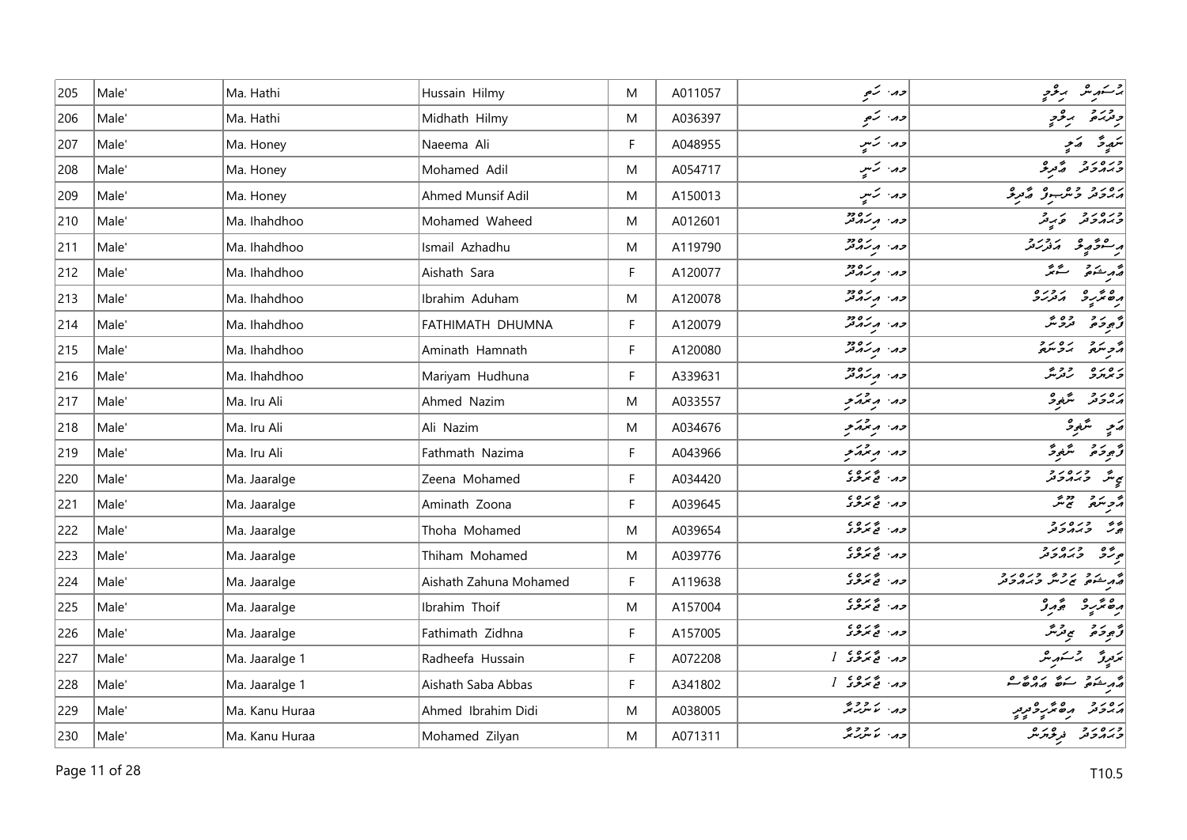| 205 | Male' | Ma. Hathi | Hussain Hilmy | M | A011057 | މއ. ހަތި | ހުސައިން ހިލްމީ |
|---|---|---|---|---|---|---|---|
| 206 | Male' | Ma. Hathi | Midhath Hilmy | M | A036397 | މއ. ހަތި | މިދުހަތު ހިލްމީ |
| 207 | Male' | Ma. Honey | Naeema Ali | F | A048955 | މއ. ހަނީ | ނައީމާ ޢަލީ |
| 208 | Male' | Ma. Honey | Mohamed Adil | M | A054717 | މއ. ހަނީ | މުޙައްމަދު އާދިލް |
| 209 | Male' | Ma. Honey | Ahmed Munsif Adil | M | A150013 | މއ. ހަނީ | އަޙްމަދު މުންސިފް އާދިލް |
| 210 | Male' | Ma. Ihahdhoo | Mohamed Waheed | M | A012601 | މއ. އިހައްދޫ | މުޙައްމަދު ވަޙީދު |
| 211 | Male' | Ma. Ihahdhoo | Ismail Azhadhu | M | A119790 | މއ. އިހައްދޫ | އިސްމާޢީލް އަޒްހަދު |
| 212 | Male' | Ma. Ihahdhoo | Aishath Sara | F | A120077 | މއ. އިހައްދޫ | ޢާއިޝަތު ސާރާ |
| 213 | Male' | Ma. Ihahdhoo | Ibrahim Aduham | M | A120078 | މއ. އިހައްދޫ | އިބްރާހީމް އަދުހަމް |
| 214 | Male' | Ma. Ihahdhoo | FATHIMATH DHUMNA | F | A120079 | މއ. އިހައްދޫ | ފާތިމަތު ދުމްނާ |
| 215 | Male' | Ma. Ihahdhoo | Aminath Hamnath | F | A120080 | މއ. އިހައްދޫ | އާމިނަތު ހަމްނަތު |
| 216 | Male' | Ma. Ihahdhoo | Mariyam Hudhuna | F | A339631 | މއ. އިހައްދޫ | މަރިޔަމް ހުދުނާ |
| 217 | Male' | Ma. Iru Ali | Ahmed Nazim | M | A033557 | މއ. އިރުއަލި | އަޙްމަދު ނާޒިމް |
| 218 | Male' | Ma. Iru Ali | Ali Nazim | M | A034676 | މއ. އިރުއަލި | ޢަލީ ނާޒިމް |
| 219 | Male' | Ma. Iru Ali | Fathmath Nazima | F | A043966 | މއ. އިރުއަލި | ފާތިމަތު ނާޒިމާ |
| 220 | Male' | Ma. Jaaralge | Zeena Mohamed | F | A034420 | މއ. ޖާރަލްގެ | ޒީނާ މުޙައްމަދު |
| 221 | Male' | Ma. Jaaralge | Aminath Zoona | F | A039645 | މއ. ޖާރަލްގެ | އާމިނަތު ޒޫނާ |
| 222 | Male' | Ma. Jaaralge | Thoha Mohamed | M | A039654 | މއ. ޖާރަލްގެ | ޠޯހާ މުޙައްމަދު |
| 223 | Male' | Ma. Jaaralge | Thiham Mohamed | M | A039776 | މއ. ޖާރަލްގެ | ތިހާމް މުޙައްމަދު |
| 224 | Male' | Ma. Jaaralge | Aishath Zahuna Mohamed | F | A119638 | މއ. ޖާރަލްގެ | ޢާއިޝަތު ޒަހުނާ މުޙައްމަދު |
| 225 | Male' | Ma. Jaaralge | Ibrahim Thoif | M | A157004 | މއ. ޖާރަލްގެ | އިބްރާހީމް ޠާއިފް |
| 226 | Male' | Ma. Jaaralge | Fathimath Zidhna | F | A157005 | މއ. ޖާރަލްގެ | ފާތިމަތު ޒިދުނާ |
| 227 | Male' | Ma. Jaaralge 1 | Radheefa Hussain | F | A072208 | މއ. ޖާރަލްގެ 1 | ރަދީފާ ހުސައިން |
| 228 | Male' | Ma. Jaaralge 1 | Aishath Saba Abbas | F | A341802 | މއ. ޖާރަލްގެ 1 | ޢާއިޝަތު ސަބާ އައްބާސް |
| 229 | Male' | Ma. Kanu Huraa | Ahmed Ibrahim Didi | M | A038005 | މއ. ކަނުހުރާ | އަޙްމަދު އިބްރާހީމްދީދީ |
| 230 | Male' | Ma. Kanu Huraa | Mohamed Zilyan | M | A071311 | މއ. ކަނުހުރާ | މުޙައްމަދު ޒިލްޔަން |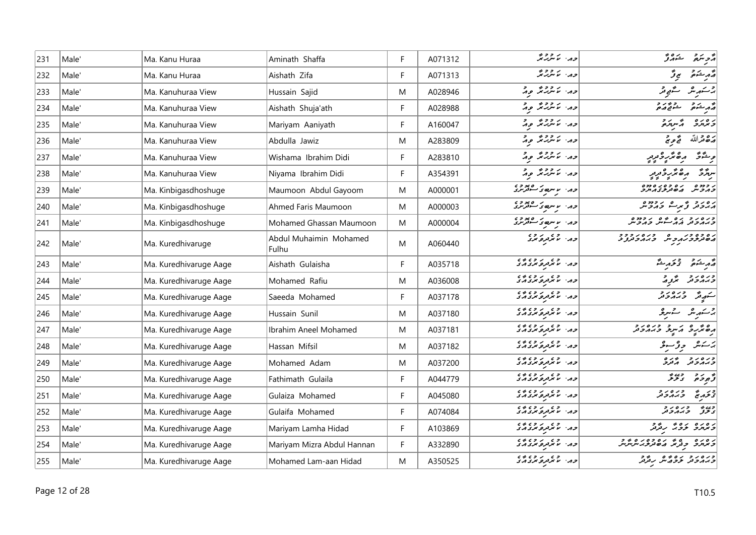| 231 | Male' | Ma. Kanu Huraa | Aminath Shaffa | F | A071312 | މއ. ކަނުހުރާ | އާމިނަތު ޝައްފާ |
|---|---|---|---|---|---|---|---|
| 232 | Male' | Ma. Kanu Huraa | Aishath Zifa | F | A071313 | މއ. ކަނުހުރާ | އާއިޝަތު ޒިފާ |
| 233 | Male' | Ma. Kanuhuraa View | Hussain Sajid | M | A028946 | މއ. ކަނުހުރާ ވިއު | ހުސައިން ސާޖިދު |
| 234 | Male' | Ma. Kanuhuraa View | Aishath Shuja'ath | F | A028988 | މއ. ކަނުހުރާ ވިއު | އާއިޝަތު ޝުޖާޢަތު |
| 235 | Male' | Ma. Kanuhuraa View | Mariyam Aaniyath | F | A160047 | މއ. ކަނުހުރާ ވިއު | މަރިޔަމް އާނިޔަތު |
| 236 | Male' | Ma. Kanuhuraa View | Abdulla Jawiz | M | A283809 | މއ. ކަނުހުރާ ވިއު | އަބްދުﷲ ޖާވިޒު |
| 237 | Male' | Ma. Kanuhuraa View | Wishama Ibrahim Didi | F | A283810 | މއ. ކަނުހުރާ ވިއު | ވިޝާމާ އިބްރާހީމްދީދީ |
| 238 | Male' | Ma. Kanuhuraa View | Niyama Ibrahim Didi | F | A354391 | މއ. ކަނުހުރާ ވިއު | ނިޔާމާ އިބްރާހީމްދީދީ |
| 239 | Male' | Ma. Kinbigasdhoshuge | Maumoon Abdul Gayoom | M | A000001 | މއ. ކިނބިގަސްދޮށުގެ | މައުމޫން އަބްދުލްގައްޔޫމް |
| 240 | Male' | Ma. Kinbigasdhoshuge | Ahmed Faris Maumoon | M | A000003 | މއ. ކިނބިގަސްދޮށުގެ | އަޙްމަދު ފާރިސް މައުމޫން |
| 241 | Male' | Ma. Kinbigasdhoshuge | Mohamed Ghassan Maumoon | M | A000004 | މއ. ކިނބިގަސްދޮށުގެ | މުޙައްމަދު ޣައްސާން މައުމޫން |
| 242 | Male' | Ma. Kuredhivaruge | Abdul Muhaimin Mohamed Fulhu | M | A060440 | މއ. ކުރެދިވަރުގެ | އަބްދުލްމުހައިމިން މުޙައްމަދުފުޅު |
| 243 | Male' | Ma. Kuredhivaruge Aage | Aishath Gulaisha | F | A035718 | މއ. ކުރެދިވަރުގެއާގެ | އާއިޝަތު ގުލައިޝާ |
| 244 | Male' | Ma. Kuredhivaruge Aage | Mohamed Rafiu | M | A036008 | މއ. ކުރެދިވަރުގެއާގެ | މުޙައްމަދު ރަފީއު |
| 245 | Male' | Ma. Kuredhivaruge Aage | Saeeda Mohamed | F | A037178 | މއ. ކުރެދިވަރުގެއާގެ | ސަޢީދާ މުޙައްމަދު |
| 246 | Male' | Ma. Kuredhivaruge Aage | Hussain Sunil | M | A037180 | މއ. ކުރެދިވަރުގެއާގެ | ހުސައިން ސުނިލް |
| 247 | Male' | Ma. Kuredhivaruge Aage | Ibrahim Aneel Mohamed | M | A037181 | މއ. ކުރެދިވަރުގެއާގެ | އިބްރާހީމް އަނީލް މުޙައްމަދު |
| 248 | Male' | Ma. Kuredhivaruge Aage | Hassan Mifsil | M | A037182 | މއ. ކުރެދިވަރުގެއާގެ | ހަސަން މިފްސިލް |
| 249 | Male' | Ma. Kuredhivaruge Aage | Mohamed Adam | M | A037200 | މއ. ކުރެދިވަރުގެއާގެ | މުޙައްމަދު އާދަމް |
| 250 | Male' | Ma. Kuredhivaruge Aage | Fathimath Gulaila | F | A044779 | މއ. ކުރެދިވަރުގެއާގެ | ފާތިމަތު ގުލައިލާ |
| 251 | Male' | Ma. Kuredhivaruge Aage | Gulaiza Mohamed | F | A045080 | މއ. ކުރެދިވަރުގެއާގެ | ގުލައިޒާ މުޙައްމަދު |
| 252 | Male' | Ma. Kuredhivaruge Aage | Gulaifa Mohamed | F | A074084 | މއ. ކުރެދިވަރުގެއާގެ | ގުލައިފާ މުޙައްމަދު |
| 253 | Male' | Ma. Kuredhivaruge Aage | Mariyam Lamha Hidad | F | A103869 | މއ. ކުރެދިވަރުގެއާގެ | މަރިޔަމް ލަމްހާ ހިދާދު |
| 254 | Male' | Ma. Kuredhivaruge Aage | Mariyam Mizra Abdul Hannan | F | A332890 | މއ. ކުރެދިވަރުގެއާގެ | މަރިޔަމް މިޒްރާ އަބްދުލްހަންނާން |
| 255 | Male' | Ma. Kuredhivaruge Aage | Mohamed Lam-aan Hidad | M | A350525 | މއ. ކުރެދިވަރުގެއާގެ | މުޙައްމަދު ލަމްޢާން ހިދާދު |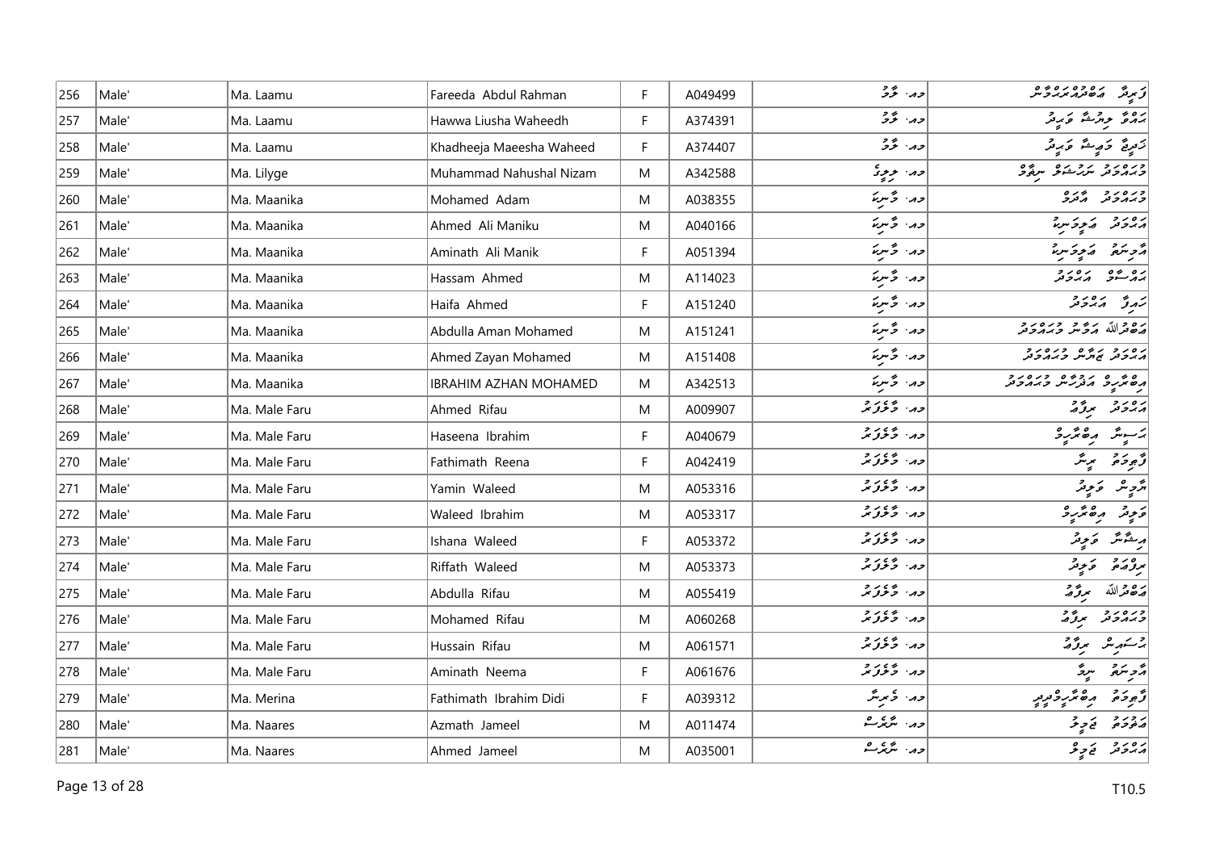| 256 | Male' | Ma. Laamu | Fareeda Abdul Rahman | F | A049499 | މއ. ލާމު | ފަރީދާ އަބްދުއްރަޙްމާން |
|---|---|---|---|---|---|---|---|
| 257 | Male' | Ma. Laamu | Hawwa Liusha Waheedh | F | A374391 | މއ. ލާމު | ހައްވާ ލިއުޝާ ވަޙީދު |
| 258 | Male' | Ma. Laamu | Khadheeja Maeesha Waheed | F | A374407 | މއ. ލާމު | ޚަދީޖާ މައީޝާ ވަޙީދު |
| 259 | Male' | Ma. Lilyge | Muhammad Nahushal Nizam | M | A342588 | މއ. ލިލީގެ | މުޙައްމަދު ނަހުޝަލް ނިޒާމް |
| 260 | Male' | Ma. Maanika | Mohamed Adam | M | A038355 | މއ. މާނިކަ | މުޙައްމަދު އާދަމް |
| 261 | Male' | Ma. Maanika | Ahmed Ali Maniku | M | A040166 | މއ. މާނިކަ | އަޙްމަދު އަލިމަނިކު |
| 262 | Male' | Ma. Maanika | Aminath Ali Manik | F | A051394 | މއ. މާނިކަ | އާމިނަތު އަލިމަނިކު |
| 263 | Male' | Ma. Maanika | Hassam Ahmed | M | A114023 | މއ. މާނިކަ | ހައްސާމް އަޙްމަދު |
| 264 | Male' | Ma. Maanika | Haifa Ahmed | F | A151240 | މއ. މާނިކަ | ހައިފާ އަޙްމަދު |
| 265 | Male' | Ma. Maanika | Abdulla Aman Mohamed | M | A151241 | މއ. މާނިކަ | އަބްދުﷲ އަމާން މުޙައްމަދު |
| 266 | Male' | Ma. Maanika | Ahmed Zayan Mohamed | M | A151408 | މއ. މާނިކަ | އަޙްމަދު ޒަޔާން މުޙައްމަދު |
| 267 | Male' | Ma. Maanika | IBRAHIM AZHAN MOHAMED | M | A342513 | މއ. މާނިކަ | އިބްރާހީމް އަޒްހާން މުޙައްމަދު |
| 268 | Male' | Ma. Male Faru | Ahmed Rifau | M | A009907 | މއ. މާލެފަރު | އަޙްމަދު ރިފާއު |
| 269 | Male' | Ma. Male Faru | Haseena Ibrahim | F | A040679 | މއ. މާލެފަރު | ހަސީނާ އިބްރާހީމް |
| 270 | Male' | Ma. Male Faru | Fathimath Reena | F | A042419 | މއ. މާލެފަރު | ފާތިމަތު ރީނާ |
| 271 | Male' | Ma. Male Faru | Yamin Waleed | M | A053316 | މއ. މާލެފަރު | ޔާމިން ވަލީދު |
| 272 | Male' | Ma. Male Faru | Waleed Ibrahim | M | A053317 | މއ. މާލެފަރު | ވަލީދު އިބްރާހީމް |
| 273 | Male' | Ma. Male Faru | Ishana Waleed | F | A053372 | މއ. މާލެފަރު | އިޝާނާ ވަލީދު |
| 274 | Male' | Ma. Male Faru | Riffath Waleed | M | A053373 | މއ. މާލެފަރު | ރިފްއަތު ވަލީދު |
| 275 | Male' | Ma. Male Faru | Abdulla Rifau | M | A055419 | މއ. މާލެފަރު | އަބްދުﷲ ރިފާއު |
| 276 | Male' | Ma. Male Faru | Mohamed Rifau | M | A060268 | މއ. މާލެފަރު | މުޙައްމަދު ރިފާއު |
| 277 | Male' | Ma. Male Faru | Hussain Rifau | M | A061571 | މއ. މާލެފަރު | ޙުސައިން ރިފާއު |
| 278 | Male' | Ma. Male Faru | Aminath Neema | F | A061676 | މއ. މާލެފަރު | އާމިނަތު ނީމާ |
| 279 | Male' | Ma. Merina | Fathimath Ibrahim Didi | F | A039312 | މއ. މެރިނާ | ފާތިމަތު އިބްރާހީމްދީދީ |
| 280 | Male' | Ma. Naares | Azmath Jameel | M | A011474 | މއ. ނާރެސް | އަޒުމަތު ޖަމީލް |
| 281 | Male' | Ma. Naares | Ahmed Jameel | M | A035001 | މއ. ނާރެސް | އަޙްމަދު ޖަމީލް |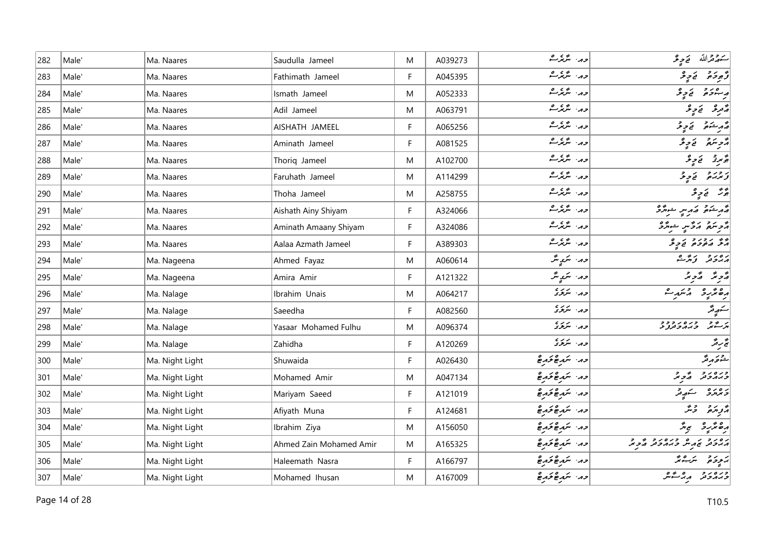| 282 | Male' | Ma. Naares | Saudulla Jameel | M | A039273 | މަ. ނާރެސް | ސަޢުދުﷲ ޖަމީލް |
|---|---|---|---|---|---|---|---|
| 283 | Male' | Ma. Naares | Fathimath Jameel | F | A045395 | މަ. ނާރެސް | ފާތިމަތު ޖަމީލް |
| 284 | Male' | Ma. Naares | Ismath Jameel | M | A052333 | މަ. ނާރެސް | ޢިޞްމަތު ޖަމީލް |
| 285 | Male' | Ma. Naares | Adil Jameel | M | A063791 | މަ. ނާރެސް | އާދިލް ޖަމީލް |
| 286 | Male' | Ma. Naares | AISHATH JAMEEL | F | A065256 | މަ. ނާރެސް | ޢާއިޝަތު ޖަމީލް |
| 287 | Male' | Ma. Naares | Aminath Jameel | F | A081525 | މަ. ނާރެސް | އާމިނަތު ޖަމީލް |
| 288 | Male' | Ma. Naares | Thoriq Jameel | M | A102700 | މަ. ނާރެސް | ޠާރިޤު ޖަމީލް |
| 289 | Male' | Ma. Naares | Faruhath Jameel | M | A114299 | މަ. ނާރެސް | ފަރުހަތު ޖަމީލް |
| 290 | Male' | Ma. Naares | Thoha Jameel | M | A258755 | މަ. ނާރެސް | ޠާހާ ޖަމީލް |
| 291 | Male' | Ma. Naares | Aishath Ainy Shiyam | F | A324066 | މަ. ނާރެސް | ޢާއިޝަތު އައިނީ ޝިޔާމް |
| 292 | Male' | Ma. Naares | Aminath Amaany Shiyam | F | A324086 | މަ. ނާރެސް | އާމިނަތު އަމާނީ ޝިޔާމް |
| 293 | Male' | Ma. Naares | Aalaa Azmath Jameel | F | A389303 | މަ. ނާރެސް | އާލާ އަޒްމަތު ޖަމީލް |
| 294 | Male' | Ma. Nageena | Ahmed Fayaz | M | A060614 | މަ. ނަގީނާ | އަޙްމަދު ފައްޔާޟް |
| 295 | Male' | Ma. Nageena | Amira Amir | F | A121322 | މަ. ނަގީނާ | އާމިރާ އާމިރު |
| 296 | Male' | Ma. Nalage | Ibrahim Unais | M | A064217 | މަ. ނަލަގެ | އިބްރާހީމް އުނައިސް |
| 297 | Male' | Ma. Nalage | Saeedha | F | A082560 | މަ. ނަލަގެ | ސަޢީދާ |
| 298 | Male' | Ma. Nalage | Yasaar Mohamed Fulhu | M | A096374 | މަ. ނަލަގެ | ޔަސާރު މުޙައްމަދުފުޅު |
| 299 | Male' | Ma. Nalage | Zahidha | F | A120269 | މަ. ނަލަގެ | ޒާހިދާ |
| 300 | Male' | Ma. Night Light | Shuwaida | F | A026430 | މަ. ނައިޓްލައިޓް | ޝުވައިދާ |
| 301 | Male' | Ma. Night Light | Mohamed Amir | M | A047134 | މަ. ނައިޓްލައިޓް | މުޙައްމަދު އާމިރު |
| 302 | Male' | Ma. Night Light | Mariyam Saeed | F | A121019 | މަ. ނައިޓްލައިޓް | މަރިޔަމް ސަޢީދު |
| 303 | Male' | Ma. Night Light | Afiyath Muna | F | A124681 | މަ. ނައިޓްލައިޓް | އާފިޔަތު މުނާ |
| 304 | Male' | Ma. Night Light | Ibrahim Ziya | M | A156050 | މަ. ނައިޓްލައިޓް | އިބްރާހީމް ޒިޔާ |
| 305 | Male' | Ma. Night Light | Ahmed Zain Mohamed Amir | M | A165325 | މަ. ނައިޓްލައިޓް | އަޙްމަދު ޒައިން މުޙައްމަދު އާމިރު |
| 306 | Male' | Ma. Night Light | Haleemath Nasra | F | A166797 | މަ. ނައިޓްލައިޓް | ހަލީމަތު ނަސްރާ |
| 307 | Male' | Ma. Night Light | Mohamed Ihusan | M | A167009 | މަ. ނައިޓްލައިޓް | މުޙައްމަދު އިޙްސާން |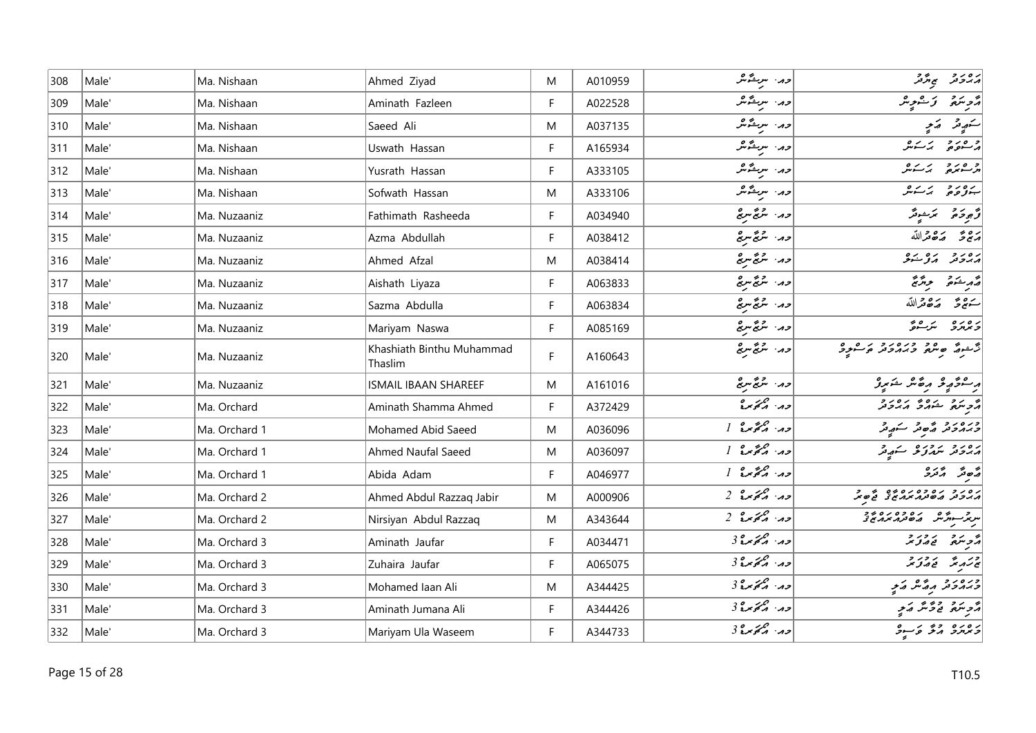| 308 | Male' | Ma. Nishaan | Ahmed Ziyad | M | A010959 | މއ. ނިޝާން | އަޙްމަދު ޒިޔާދު |
|---|---|---|---|---|---|---|---|
| 309 | Male' | Ma. Nishaan | Aminath Fazleen | F | A022528 | މއ. ނިޝާން | އާމިނަތު ފަޟްލީން |
| 310 | Male' | Ma. Nishaan | Saeed Ali | M | A037135 | މއ. ނިޝާން | ސަޢީދު ޢަލި |
| 311 | Male' | Ma. Nishaan | Uswath Hassan | F | A165934 | މއ. ނިޝާން | އުސްވަތު ޙަސަން |
| 312 | Male' | Ma. Nishaan | Yusrath Hassan | F | A333105 | މއ. ނިޝާން | ޔުސްރަތު ޙަސަން |
| 313 | Male' | Ma. Nishaan | Sofwath Hassan | M | A333106 | މއ. ނިޝާން | ޞަފްވަތު ޙަސަން |
| 314 | Male' | Ma. Nuzaaniz | Fathimath Rasheeda | F | A034940 | މއ. ނުޒާނިޒް | ފާތިމަތު ރަޝީދާ |
| 315 | Male' | Ma. Nuzaaniz | Azma Abdullah | F | A038412 | މއ. ނުޒާނިޒް | އަޒްމާ އަބްދުﷲ |
| 316 | Male' | Ma. Nuzaaniz | Ahmed Afzal | M | A038414 | މއ. ނުޒާނިޒް | އަޙްމަދު އަފްޟަލް |
| 317 | Male' | Ma. Nuzaaniz | Aishath Liyaza | F | A063833 | މއ. ނުޒާނިޒް | އާއިޝަތު ލިޔާޒާ |
| 318 | Male' | Ma. Nuzaaniz | Sazma Abdulla | F | A063834 | މއ. ނުޒާނިޒް | ސަޒްމާ އަބްދުﷲ |
| 319 | Male' | Ma. Nuzaaniz | Mariyam Naswa | F | A085169 | މއ. ނުޒާނިޒް | މަރިޔަމް ނަސްވާ |
| 320 | Male' | Ma. Nuzaaniz | Khashiath Binthu Muhammad Thaslim | F | A160643 | މއ. ނުޒާނިޒް | ޚާޝިޢަތު ބިންތު މުޙައްމަދު ތަސްލީމް |
| 321 | Male' | Ma. Nuzaaniz | ISMAIL IBAAN SHAREEF | M | A161016 | މއ. ނުޒާނިޒް | އިސްމާޢީލް އިބާން ޝަރީފް |
| 322 | Male' | Ma. Orchard | Aminath Shamma Ahmed | F | A372429 | މއ. އޯޗަރޑް | އާމިނަތު ޝައްމާ އަޙްމަދު |
| 323 | Male' | Ma. Orchard 1 | Mohamed Abid Saeed | M | A036096 | މއ. އޯޗަރޑް 1 | މުޙައްމަދު އާބިދު ސަޢީދު |
| 324 | Male' | Ma. Orchard 1 | Ahmed Naufal Saeed | M | A036097 | މއ. އޯޗަރޑް 1 | އަޙްމަދު ނައުފަލް ސަޢީދު |
| 325 | Male' | Ma. Orchard 1 | Abida Adam | F | A046977 | މއ. އޯޗަރޑް 1 | އާބިދާ އާދަމް |
| 326 | Male' | Ma. Orchard 2 | Ahmed Abdul Razzaq Jabir | M | A000906 | މއ. އޯޗަރޑް 2 | އަޙްމަދު އަބްދުއްރައްޒާގު ޖާބިރު |
| 327 | Male' | Ma. Orchard 2 | Nirsiyan Abdul Razzaq | M | A343644 | މއ. އޯޗަރޑް 2 | ނިރުސިޔާން އަބްދުއްރައްޒާގު |
| 328 | Male' | Ma. Orchard 3 | Aminath Jaufar | F | A034471 | މއ. އޯޗަރޑް 3 | އާމިނަތު ޖައުފަރު |
| 329 | Male' | Ma. Orchard 3 | Zuhaira Jaufar | F | A065075 | މއ. އޯޗަރޑް 3 | ޒުހައިރާ ޖައުފަރު |
| 330 | Male' | Ma. Orchard 3 | Mohamed Iaan Ali | M | A344425 | މއ. އޯޗަރޑް 3 | މުޙައްމަދު އިޢާން ޢަލި |
| 331 | Male' | Ma. Orchard 3 | Aminath Jumana Ali | F | A344426 | މއ. އޯޗަރޑް 3 | އާމިނަތު ޖުމާނާ ޢަލި |
| 332 | Male' | Ma. Orchard 3 | Mariyam Ula Waseem | F | A344733 | މއ. އޯޗަރޑް 3 | މަރިޔަމް އުލާ ވަސީމް |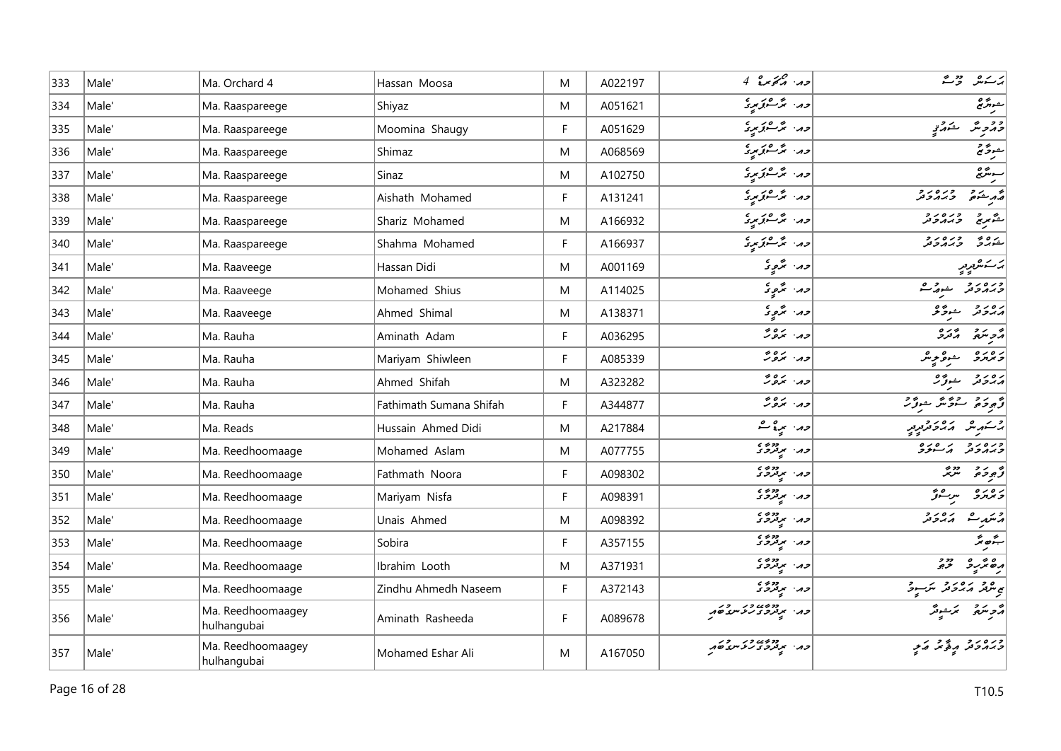| 333 | Male' | Ma. Orchard 4 | Hassan Moosa | M | A022197 | 4  މއ. އޯޗަރޑް | ޙަސަން މޫސާ |
|---|---|---|---|---|---|---|---|
| 334 | Male' | Ma. Raaspareege | Shiyaz | M | A051621 | މއ. ރާސްޕަރީގެ | ޝިޔާޒް |
| 335 | Male' | Ma. Raaspareege | Moomina Shaugy | F | A051629 | މއ. ރާސްޕަރީގެ | މޫމިނާ ޝައުޤީ |
| 336 | Male' | Ma. Raaspareege | Shimaz | M | A068569 | މއ. ރާސްޕަރީގެ | ޝިމާޒް |
| 337 | Male' | Ma. Raaspareege | Sinaz | M | A102750 | މއ. ރާސްޕަރީގެ | ސިނާޒް |
| 338 | Male' | Ma. Raaspareege | Aishath Mohamed | F | A131241 | މއ. ރާސްޕަރީގެ | އާއިޝަތު މުޙައްމަދު |
| 339 | Male' | Ma. Raaspareege | Shariz Mohamed | M | A166932 | މއ. ރާސްޕަރީގެ | ޝާރިޒް މުޙައްމަދު |
| 340 | Male' | Ma. Raaspareege | Shahma Mohamed | F | A166937 | މއ. ރާސްޕަރީގެ | ޝަހްމާ މުޙައްމަދު |
| 341 | Male' | Ma. Raaveege | Hassan Didi | M | A001169 | މއ. ރާވީގެ | ޙަސަންދީދީ |
| 342 | Male' | Ma. Raaveege | Mohamed Shius | M | A114025 | މއ. ރާވީގެ | މުޙައްމަދު ޝިއުސް |
| 343 | Male' | Ma. Raaveege | Ahmed Shimal | M | A138371 | މއ. ރާވީގެ | އަޙްމަދު ޝިމާލް |
| 344 | Male' | Ma. Rauha | Aminath Adam | F | A036295 | މއ. ރައުހާ | އާމިނަތު އާދަމް |
| 345 | Male' | Ma. Rauha | Mariyam Shiwleen | F | A085339 | މއ. ރައުހާ | މަރިޔަމް ޝިވްލީން |
| 346 | Male' | Ma. Rauha | Ahmed Shifah | M | A323282 | މއ. ރައުހާ | އަޙްމަދު ޝިފާހް |
| 347 | Male' | Ma. Rauha | Fathimath Sumana Shifah | F | A344877 | މއ. ރައުހާ | ފާތިމަތު ސުމާނާ ޝިފާހް |
| 348 | Male' | Ma. Reads | Hussain Ahmed Didi | M | A217884 | މއ. ރީޑްސް | ޙުސައިން އަޙްމަދުދީދީ |
| 349 | Male' | Ma. Reedhoomaage | Mohamed Aslam | M | A077755 | މއ. ރީދޫމާގެ | މުޙައްމަދު އަސްލަމް |
| 350 | Male' | Ma. Reedhoomaage | Fathmath Noora | F | A098302 | މއ. ރީދޫމާގެ | ފާތިމަތު ނޫރާ |
| 351 | Male' | Ma. Reedhoomaage | Mariyam Nisfa | F | A098391 | މއ. ރީދޫމާގެ | މަރިޔަމް ނިސްފާ |
| 352 | Male' | Ma. Reedhoomaage | Unais Ahmed | M | A098392 | މއ. ރީދޫމާގެ | އުނައިސް އަޙްމަދު |
| 353 | Male' | Ma. Reedhoomaage | Sobira | F | A357155 | މއ. ރީދޫމާގެ | ޞާބިރާ |
| 354 | Male' | Ma. Reedhoomaage | Ibrahim Looth | M | A371931 | މއ. ރީދޫމާގެ | އިބްރާހީމް ލޫތު |
| 355 | Male' | Ma. Reedhoomaage | Zindhu Ahmedh Naseem | F | A372143 | މއ. ރީދޫމާގެ | ޒިންދު އަޙްމަދު ނަސީމް |
| 356 | Male' | Ma. Reedhoomaagey hulhangubai | Aminath Rasheeda | F | A089678 | މއ. ރީދޫމާގޭހުޅަނގުބައި | އާމިނަތު ރަޝީދާ |
| 357 | Male' | Ma. Reedhoomaagey hulhangubai | Mohamed Eshar Ali | M | A167050 | މއ. ރީދޫމާގޭހުޅަނގުބައި | މުޙައްމަދު އިޝާރު އަލި |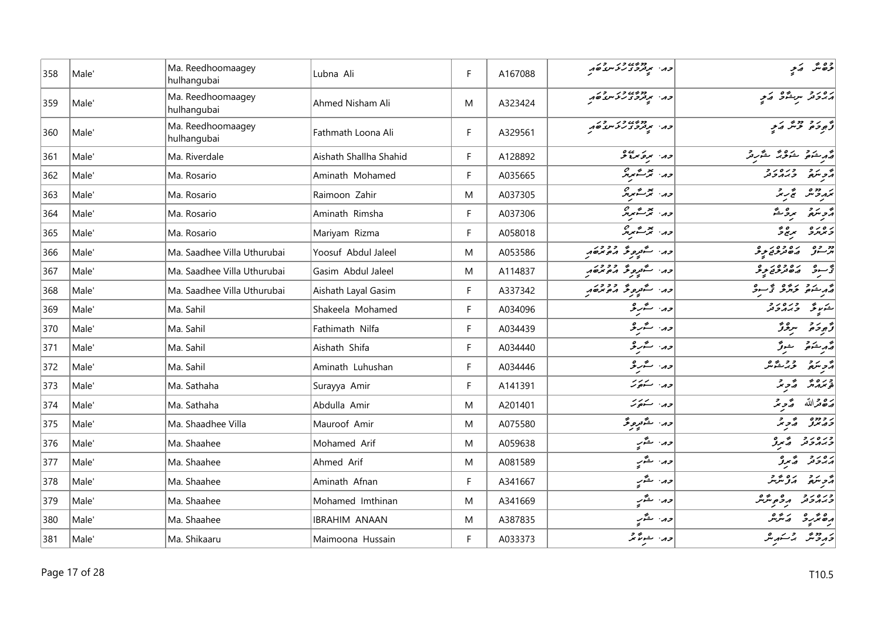| 358 | Male' | Ma. Reedhoomaagey hulhangubai | Lubna Ali | F | A167088 | މއ. ރީދޫމާގޭ ހުޅަނގުބައި | ލުބުނާ އަލި |
|---|---|---|---|---|---|---|---|
| 359 | Male' | Ma. Reedhoomaagey hulhangubai | Ahmed Nisham Ali | M | A323424 | މއ. ރީދޫމާގޭ ހުޅަނގުބައި | އަޙްމަދު ނިޝާމް އަލި |
| 360 | Male' | Ma. Reedhoomaagey hulhangubai | Fathmath Loona Ali | F | A329561 | މއ. ރީދޫމާގޭ ހުޅަނގުބައި | ފާތިމަތު ލޫނާ އަލި |
| 361 | Male' | Ma. Riverdale | Aishath Shallha Shahid | F | A128892 | މއ. ރިވަރޑޭލް | އައިޝަތު ޝަލްހާ ޝާހިދު |
| 362 | Male' | Ma. Rosario | Aminath Mohamed | F | A035665 | މއ. ރޮސާރިއޯ | އާމިނަތު މުޙައްމަދު |
| 363 | Male' | Ma. Rosario | Raimoon Zahir | M | A037305 | މއ. ރޮސާރިއޯ | ރައިމޫން ޒާހިރު |
| 364 | Male' | Ma. Rosario | Aminath Rimsha | F | A037306 | މއ. ރޮސާރިއޯ | އާމިނަތު ރިމްޝާ |
| 365 | Male' | Ma. Rosario | Mariyam Rizma | F | A058018 | މއ. ރޮސާރިއޯ | މަރިޔަމް ރިޒްމާ |
| 366 | Male' | Ma. Saadhee Villa Uthurubai | Yoosuf Abdul Jaleel | M | A053586 | މއ. ސާދީވިލާ އުތުރުބައި | ޔޫސުފް އަބްދުލްޖަލީލް |
| 367 | Male' | Ma. Saadhee Villa Uthurubai | Gasim Abdul Jaleel | M | A114837 | މއ. ސާދީވިލާ އުތުރުބައި | ޤާސިމް އަބްދުލްޖަލީލް |
| 368 | Male' | Ma. Saadhee Villa Uthurubai | Aishath Layal Gasim | F | A337342 | މއ. ސާދީވިލާ އުތުރުބައި | އައިޝަތު ލަޔަލް ޤާސިމް |
| 369 | Male' | Ma. Sahil | Shakeela Mohamed | F | A034096 | މއ. ސާހިލް | ޝަކީލާ މުޙައްމަދު |
| 370 | Male' | Ma. Sahil | Fathimath Nilfa | F | A034439 | މއ. ސާހިލް | ފާތިމަތު ނިލްފާ |
| 371 | Male' | Ma. Sahil | Aishath Shifa | F | A034440 | މއ. ސާހިލް | އައިޝަތު ޝިފާ |
| 372 | Male' | Ma. Sahil | Aminath Luhushan | F | A034446 | މއ. ސާހިލް | އާމިނަތު ލުހުޝާން |
| 373 | Male' | Ma. Sathaha | Surayya Amir | F | A141391 | މއ. ސަތަހަ | ޘުރައްޔާ އާމިރު |
| 374 | Male' | Ma. Sathaha | Abdulla Amir | M | A201401 | މއ. ސަތަހަ | އަބްދުﷲ އާމިރު |
| 375 | Male' | Ma. Shaadhee Villa | Mauroof Amir | M | A075580 | މއ. ޝާދީވިލާ | މައުރޫފް އާމިރު |
| 376 | Male' | Ma. Shaahee | Mohamed Arif | M | A059638 | މއ. ޝާހީ | މުޙައްމަދު އާރިފް |
| 377 | Male' | Ma. Shaahee | Ahmed Arif | M | A081589 | މއ. ޝާހީ | އަޙްމަދު އާރިފް |
| 378 | Male' | Ma. Shaahee | Aminath Afnan | F | A341667 | މއ. ޝާހީ | އާމިނަތު އަފްނާން |
| 379 | Male' | Ma. Shaahee | Mohamed Imthinan | M | A341669 | މއ. ޝާހީ | މުޙައްމަދު އިމްތިނާން |
| 380 | Male' | Ma. Shaahee | IBRAHIM ANAAN | M | A387835 | މއ. ޝާހީ | އިބްރާހިމް އަނާން |
| 381 | Male' | Ma. Shikaaru | Maimoona Hussain | F | A033373 | މއ. ޝިކާރު | މައިމޫނާ ހުސައިން |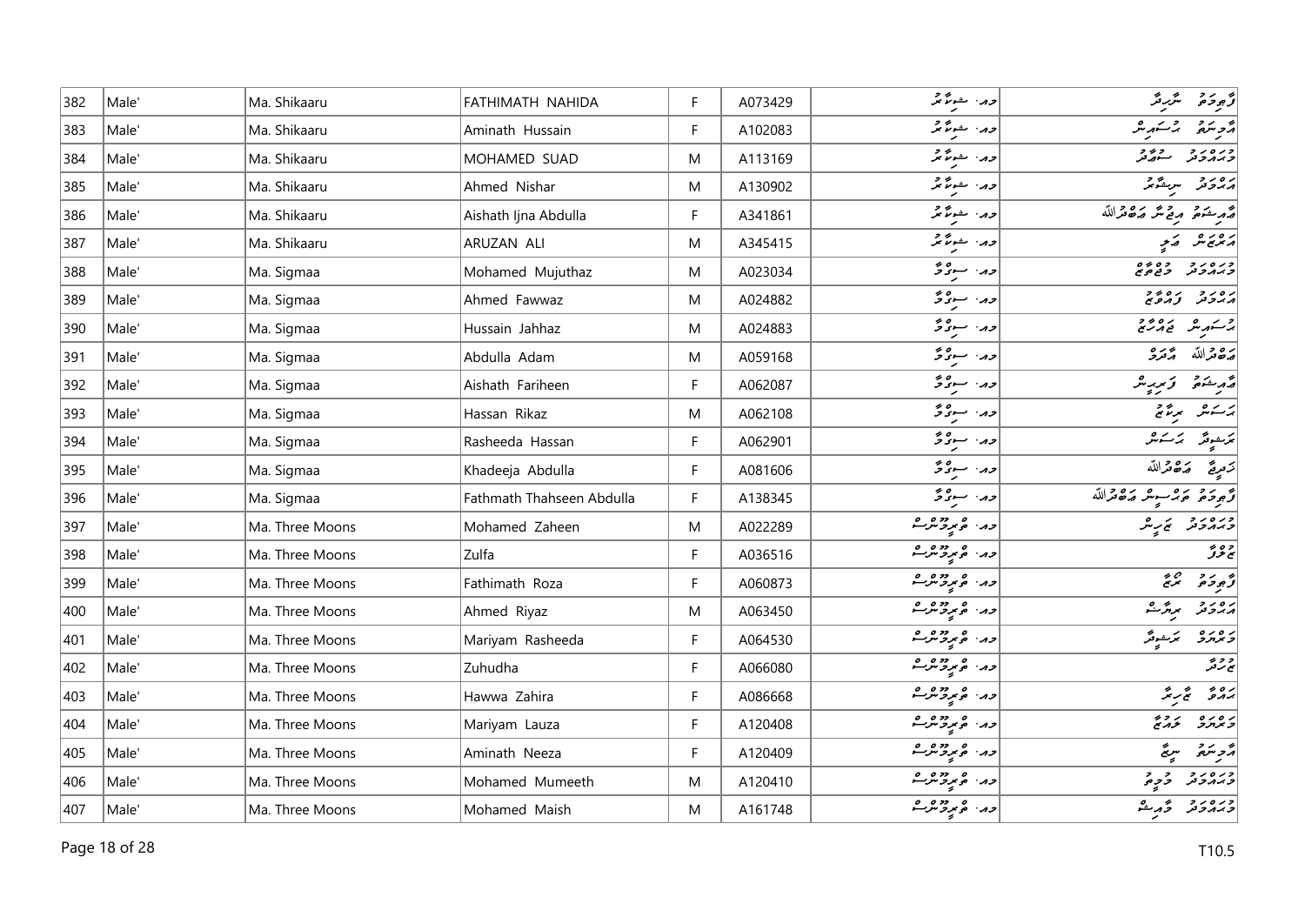| 382 | Male' | Ma. Shikaaru | FATHIMATH NAHIDA | F | A073429 | މއ. ޝިކާރު | ފާތިމަތު ނާހިދާ |
|---|---|---|---|---|---|---|---|
| 383 | Male' | Ma. Shikaaru | Aminath Hussain | F | A102083 | މއ. ޝިކާރު | އާމިނަތު ހުސައިން |
| 384 | Male' | Ma. Shikaaru | MOHAMED SUAD | M | A113169 | މއ. ޝިކާރު | މުހައްމަދު ސުއާދު |
| 385 | Male' | Ma. Shikaaru | Ahmed Nishar | M | A130902 | މއ. ޝިކާރު | އަހުމަދު ނިޝާރު |
| 386 | Male' | Ma. Shikaaru | Aishath Ijna Abdulla | F | A341861 | މއ. ޝިކާރު | އައިޝަތު އިޖުނާ އަބްދުﷲ |
| 387 | Male' | Ma. Shikaaru | ARUZAN ALI | M | A345415 | މއ. ޝިކާރު | އަރުޒަން އަލި |
| 388 | Male' | Ma. Sigmaa | Mohamed Mujuthaz | M | A023034 | މއ. ސިގުމާ | މުހައްމަދު މުޖުތާޒު |
| 389 | Male' | Ma. Sigmaa | Ahmed Fawwaz | M | A024882 | މއ. ސިގުމާ | އަހުމަދު ފައްވާޒު |
| 390 | Male' | Ma. Sigmaa | Hussain Jahfaz | M | A024883 | މއ. ސިގުމާ | ހުސައިން ޖަހުފަޒު |
| 391 | Male' | Ma. Sigmaa | Abdulla Adam | M | A059168 | މއ. ސިގުމާ | އަބްދުﷲ އާދަމު |
| 392 | Male' | Ma. Sigmaa | Aishath Fariheen | F | A062087 | މއ. ސިގުމާ | އައިޝަތު ފަރިހީން |
| 393 | Male' | Ma. Sigmaa | Hassan Rikaz | M | A062108 | މއ. ސިގުމާ | ހަސަން ރިކާޒު |
| 394 | Male' | Ma. Sigmaa | Rasheeda Hassan | F | A062901 | މއ. ސިގުމާ | ރަޝީދާ ހަސަން |
| 395 | Male' | Ma. Sigmaa | Khadeeja Abdulla | F | A081606 | މއ. ސިގުމާ | ޚަދީޖާ އަބްދުﷲ |
| 396 | Male' | Ma. Sigmaa | Fathmath Thahseen Abdulla | F | A138345 | މއ. ސިގުމާ | ފާތިމަތު ތަހުސީން އަބްދުﷲ |
| 397 | Male' | Ma. Three Moons | Mohamed Zaheen | M | A022289 | މއ. ތްރީމޫންސް | މުހައްމަދު ޒަހީން |
| 398 | Male' | Ma. Three Moons | Zulfa | F | A036516 | މއ. ތްރީމޫންސް | ޒުލްފާ |
| 399 | Male' | Ma. Three Moons | Fathimath Roza | F | A060873 | މއ. ތްރީމޫންސް | ފާތިމަތު ރޯޒާ |
| 400 | Male' | Ma. Three Moons | Ahmed Riyaz | M | A063450 | މއ. ތްރީމޫންސް | އަހުމަދު ރިޔާޒު |
| 401 | Male' | Ma. Three Moons | Mariyam Rasheeda | F | A064530 | މއ. ތްރީމޫންސް | މަރިޔަމު ރަޝީދާ |
| 402 | Male' | Ma. Three Moons | Zuhudha | F | A066080 | މއ. ތްރީމޫންސް | ޒުހުދާ |
| 403 | Male' | Ma. Three Moons | Hawwa Zahira | F | A086668 | މއ. ތްރީމޫންސް | ހައްވާ ޒާހިރާ |
| 404 | Male' | Ma. Three Moons | Mariyam Lauza | F | A120408 | މއ. ތްރީމޫންސް | މަރިޔަމު ލައުޒާ |
| 405 | Male' | Ma. Three Moons | Aminath Neeza | F | A120409 | މއ. ތްރީމޫންސް | އާމިނަތު ނީޒާ |
| 406 | Male' | Ma. Three Moons | Mohamed Mumeeth | M | A120410 | މއ. ތްރީމޫންސް | މުހައްމަދު މުމީތު |
| 407 | Male' | Ma. Three Moons | Mohamed Maish | M | A161748 | މއ. ތްރީމޫންސް | މުހައްމަދު މާއިޝް |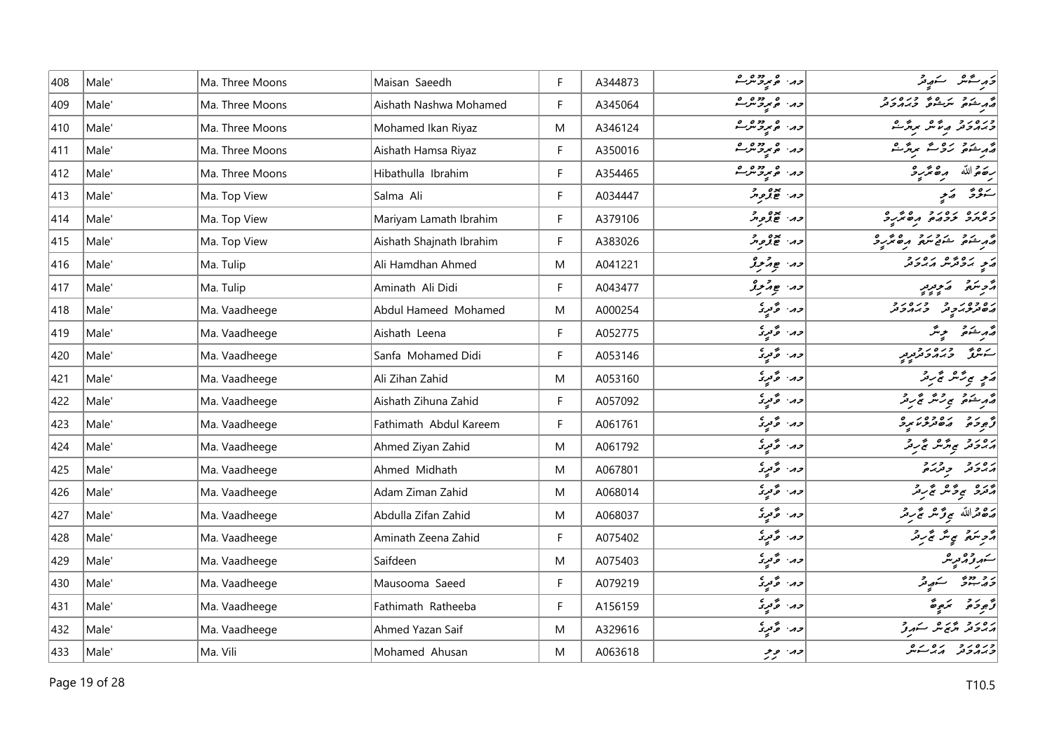| 408 | Male' | Ma. Three Moons | Maisan Saeedh | F | A344873 | މއ. ތްރީމޫންސް | މައިސާން ސައީދު |
|---|---|---|---|---|---|---|---|
| 409 | Male' | Ma. Three Moons | Aishath Nashwa Mohamed | F | A345064 | މއ. ތްރީމޫންސް | އާއިޝަތު ނަޝްވާ މުޙައްމަދު |
| 410 | Male' | Ma. Three Moons | Mohamed Ikan Riyaz | M | A346124 | މއ. ތްރީމޫންސް | މުޙައްމަދު އިކާން ރިޔާޒް |
| 411 | Male' | Ma. Three Moons | Aishath Hamsa Riyaz | F | A350016 | މއ. ތްރީމޫންސް | އާއިޝަތު ހަމްސާ ރިޔާޒް |
| 412 | Male' | Ma. Three Moons | Hibathulla Ibrahim | F | A354465 | މއ. ތްރީމޫންސް | ހިބަތުﷲ އިބްރާހީމް |
| 413 | Male' | Ma. Top View | Salma Ali | F | A034447 | މއ. ޓޮޕްވިއު | ސަލްމާ އަލީ |
| 414 | Male' | Ma. Top View | Mariyam Lamath Ibrahim | F | A379106 | މއ. ޓޮޕްވިއު | މަރިޔަމް ލަމާތު އިބްރާހީމް |
| 415 | Male' | Ma. Top View | Aishath Shajnath Ibrahim | F | A383026 | މއ. ޓޮޕްވިއު | އާއިޝަތު ޝަޖްނަތު އިބްރާހީމް |
| 416 | Male' | Ma. Tulip | Ali Hamdhan Ahmed | M | A041221 | މއ. ޓިއުލިޕް | އަލީ ހަމްދާން އަޙްމަދު |
| 417 | Male' | Ma. Tulip | Aminath Ali Didi | F | A043477 | މއ. ޓިއުލިޕް | އާމިނަތު އަލީދީދީ |
| 418 | Male' | Ma. Vaadheege | Abdul Hameed Mohamed | M | A000254 | މއ. ވާދީގެ | އަބްދުލްހަމީދު މުޙައްމަދު |
| 419 | Male' | Ma. Vaadheege | Aishath Leena | F | A052775 | މއ. ވާދީގެ | އާއިޝަތު ލީނާ |
| 420 | Male' | Ma. Vaadheege | Sanfa Mohamed Didi | F | A053146 | މއ. ވާދީގެ | ސަންފާ މުޙައްމަދުދީދީ |
| 421 | Male' | Ma. Vaadheege | Ali Zihan Zahid | M | A053160 | މއ. ވާދީގެ | އަލީ ޒިހާން ޒާހިދު |
| 422 | Male' | Ma. Vaadheege | Aishath Zihuna Zahid | F | A057092 | މއ. ވާދީގެ | އާއިޝަތު ޒިހުނާ ޒާހިދު |
| 423 | Male' | Ma. Vaadheege | Fathimath Abdul Kareem | F | A061761 | މއ. ވާދީގެ | ފާތިމަތު އަބްދުލްކަރީމް |
| 424 | Male' | Ma. Vaadheege | Ahmed Ziyan Zahid | M | A061792 | މއ. ވާދީގެ | އަޙްމަދު ޒިޔާން ޒާހިދު |
| 425 | Male' | Ma. Vaadheege | Ahmed Midhath | M | A067801 | މއ. ވާދީގެ | އަޙްމަދު މިދުހަތު |
| 426 | Male' | Ma. Vaadheege | Adam Ziman Zahid | M | A068014 | މއ. ވާދީގެ | އާދަމް ޒިމާން ޒާހިދު |
| 427 | Male' | Ma. Vaadheege | Abdulla Zifan Zahid | M | A068037 | މއ. ވާދީގެ | އަބްދުﷲ ޒިފާން ޒާހިދު |
| 428 | Male' | Ma. Vaadheege | Aminath Zeena Zahid | F | A075402 | މއ. ވާދީގެ | އާމިނަތު ޒީނާ ޒާހިދު |
| 429 | Male' | Ma. Vaadheege | Saifdeen | M | A075403 | މއ. ވާދީގެ | ސައިފްދީން |
| 430 | Male' | Ma. Vaadheege | Mausooma Saeed | F | A079219 | މއ. ވާދީގެ | މައުސޫމާ ސައީދު |
| 431 | Male' | Ma. Vaadheege | Fathimath Ratheeba | F | A156159 | މއ. ވާދީގެ | ފާތިމަތު ރަތީބާ |
| 432 | Male' | Ma. Vaadheege | Ahmed Yazan Saif | M | A329616 | މއ. ވާދީގެ | އަޙްމަދު ޔަޒަން ސައިފު |
| 433 | Male' | Ma. Vili | Mohamed Ahusan | M | A063618 | މއ. ވިލި | މުޙައްމަދު އަހުސަން |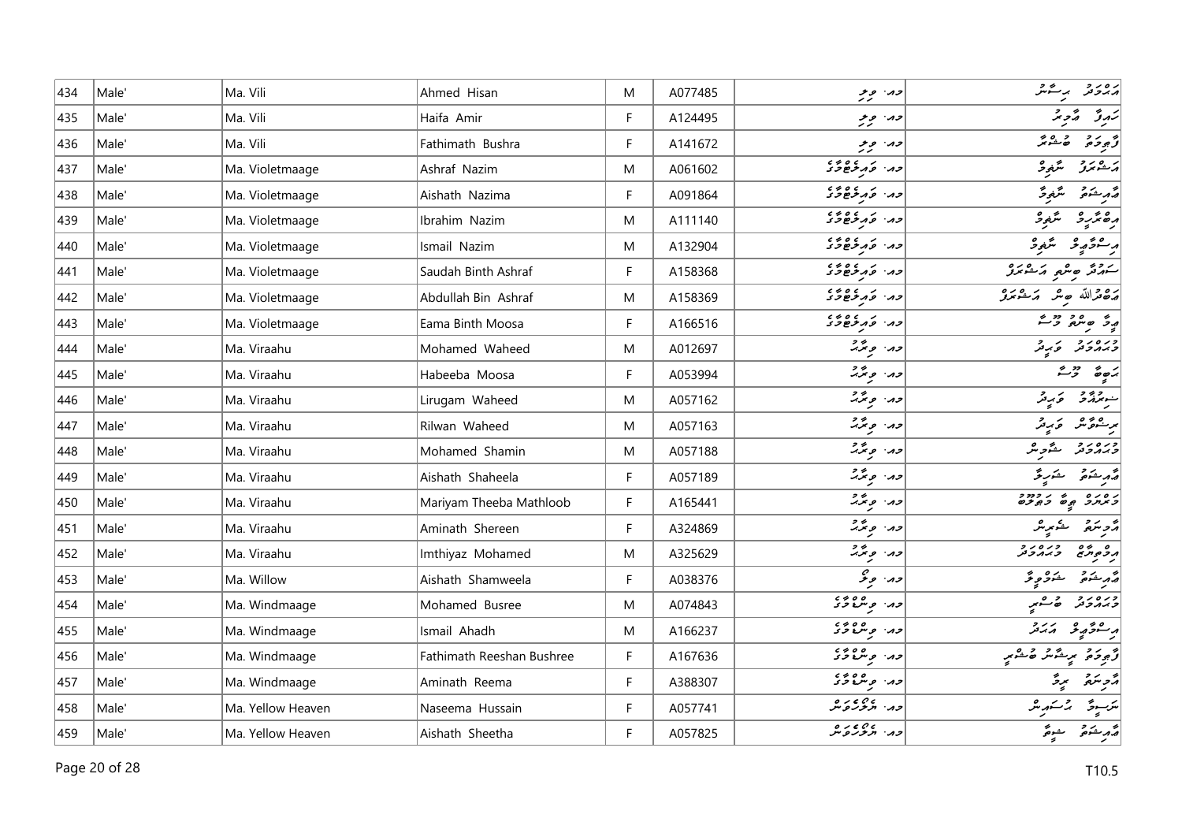| 434 | Male' | Ma. Vili | Ahmed Hisan | M | A077485 | މއ. ވިލި | އަޙްމަދު ހިސާން |
|---|---|---|---|---|---|---|---|
| 435 | Male' | Ma. Vili | Haifa Amir | F | A124495 | މއ. ވިލި | ހައިފާ އާމިރު |
| 436 | Male' | Ma. Vili | Fathimath Bushra | F | A141672 | މއ. ވިލި | ފާތިމަތު ބުޝްރާ |
| 437 | Male' | Ma. Violetmaage | Ashraf Nazim | M | A061602 | މއ. ވައިލެޓްމާގެ | އަޝްރަފް ނާޒިމް |
| 438 | Male' | Ma. Violetmaage | Aishath Nazima | F | A091864 | މއ. ވައިލެޓްމާގެ | އާއިޝަތު ނާޒިމާ |
| 439 | Male' | Ma. Violetmaage | Ibrahim Nazim | M | A111140 | މއ. ވައިލެޓްމާގެ | އިބްރާހީމް ނާޒިމް |
| 440 | Male' | Ma. Violetmaage | Ismail Nazim | M | A132904 | މއ. ވައިލެޓްމާގެ | އިސްމާއީލް ނާޒިމް |
| 441 | Male' | Ma. Violetmaage | Saudah Binth Ashraf | F | A158368 | މއ. ވައިލެޓްމާގެ | ސައުދާ ބިންތި އަޝްރަފް |
| 442 | Male' | Ma. Violetmaage | Abdullah Bin Ashraf | M | A158369 | މއ. ވައިލެޓްމާގެ | އަބްދުﷲ ބިން އަޝްރަފް |
| 443 | Male' | Ma. Violetmaage | Eama Binth Moosa | F | A166516 | މއ. ވައިލެޓްމާގެ | ޢީމާ ބިންތު މޫސާ |
| 444 | Male' | Ma. Viraahu | Mohamed Waheed | M | A012697 | މއ. ވިރާހު | މުޙައްމަދު ވަޙީދު |
| 445 | Male' | Ma. Viraahu | Habeeba Moosa | F | A053994 | މއ. ވިރާހު | ހަބީބާ މޫސާ |
| 446 | Male' | Ma. Viraahu | Lirugam Waheed | M | A057162 | މއ. ވިރާހު | ލިރުގަމް ވަޙީދު |
| 447 | Male' | Ma. Viraahu | Rilwan Waheed | M | A057163 | މއ. ވިރާހު | ރިލްވާން ވަޙީދު |
| 448 | Male' | Ma. Viraahu | Mohamed Shamin | M | A057188 | މއ. ވިރާހު | މުޙައްމަދު ޝާމިން |
| 449 | Male' | Ma. Viraahu | Aishath Shaheela | F | A057189 | މއ. ވިރާހު | އާއިޝަތު ޝަހީލާ |
| 450 | Male' | Ma. Viraahu | Mariyam Theeba Mathloob | F | A165441 | މއ. ވިރާހު | މަރިޔަމް ތީބާ މަތުލޫބް |
| 451 | Male' | Ma. Viraahu | Aminath Shereen | F | A324869 | މއ. ވިރާހު | އާމިނަތު ޝެރީން |
| 452 | Male' | Ma. Viraahu | Imthiyaz Mohamed | M | A325629 | މއ. ވިރާހު | އިމްތިޔާޒް މުޙައްމަދު |
| 453 | Male' | Ma. Willow | Aishath Shamweela | F | A038376 | މއ. ވިލޯ | އާއިޝަތު ޝަމްވީލާ |
| 454 | Male' | Ma. Windmaage | Mohamed Busree | M | A074843 | މއ. ވިންޑްމާގެ | މުޙައްމަދު ބުސްރީ |
| 455 | Male' | Ma. Windmaage | Ismail Ahadh | M | A166237 | މއ. ވިންޑްމާގެ | އިސްމާއީލް އަހަދު |
| 456 | Male' | Ma. Windmaage | Fathimath Reeshan Bushree | F | A167636 | މއ. ވިންޑްމާގެ | ފާތިމަތު ރީޝާން ބުޝްރީ |
| 457 | Male' | Ma. Windmaage | Aminath Reema | F | A388307 | މއ. ވިންޑްމާގެ | އާމިނަތު ރީމާ |
| 458 | Male' | Ma. Yellow Heaven | Naseema Hussain | F | A057741 | މއ. ޔެލޯހެވަން | ނަސީމާ ހުސައިން |
| 459 | Male' | Ma. Yellow Heaven | Aishath Sheetha | F | A057825 | މއ. ޔެލޯހެވަން | އާއިޝަތު ޝީތާ |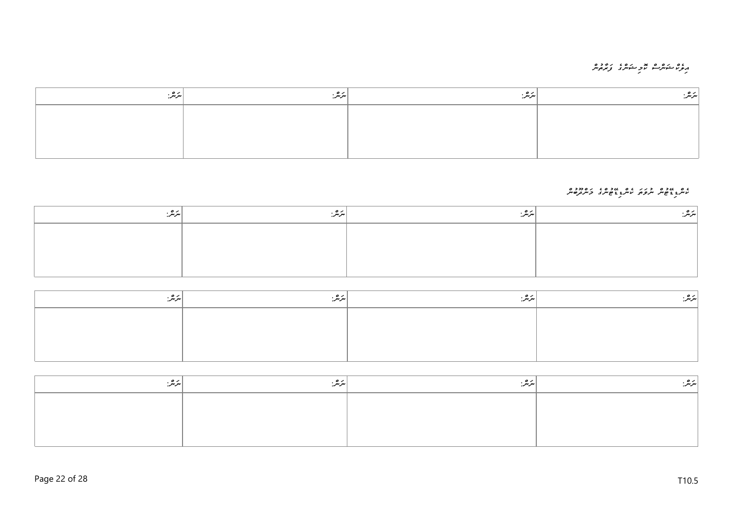## ޢިލްމްކުރުން ކޮށްފައިވާ ފަރާތް

| ނަރަނ: | ނަރަނ: | ނަރަނ: | ނަރަނ: |
|---|---|---|---|
| | | | |

## ކުންފުނީގެ ސަނަދާއި ވަޒީފާ ކުރެވުނު ތަނުގެ މަލޫމާތު

| ނަރަނ: | ނަރަނ: | ނަރަނ: | ނަރަނ: |
|---|---|---|---|
| | | | |

| ނަރަނ: | ނަރަނ: | ނަރަނ: | ނަރަނ: |
|---|---|---|---|
| | | | |

| ނަރަނ: | ނަރަނ: | ނަރަނ: | ނަރަނ: |
|---|---|---|---|
| | | | |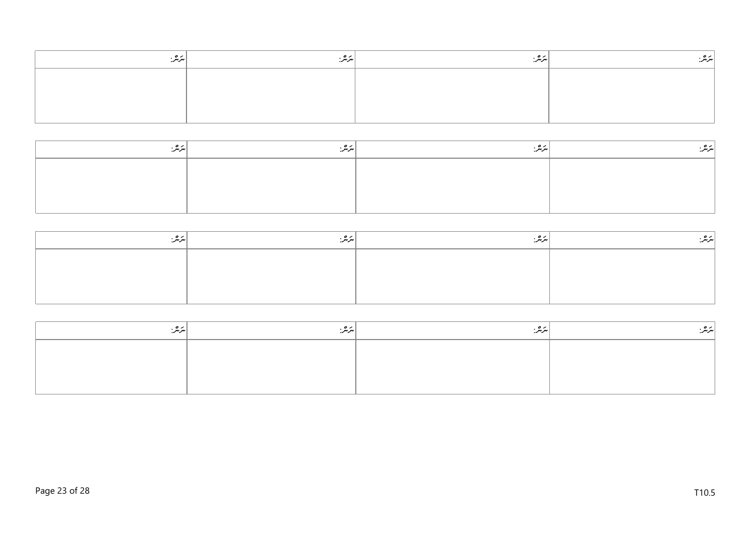| ނަރުނ: | ނަރުނ: | ނަރުނ: | ނަރުނ: |
|---|---|---|---|
| | | | |

| ނަރުނ: | ނަރުނ: | ނަރުނ: | ނަރުނ: |
|---|---|---|---|
| | | | |

| ނަރުނ: | ނަރުނ: | ނަރުނ: | ނަރުނ: |
|---|---|---|---|
| | | | |

| ނަރުނ: | ނަރުނ: | ނަރުނ: | ނަރުނ: |
|---|---|---|---|
| | | | |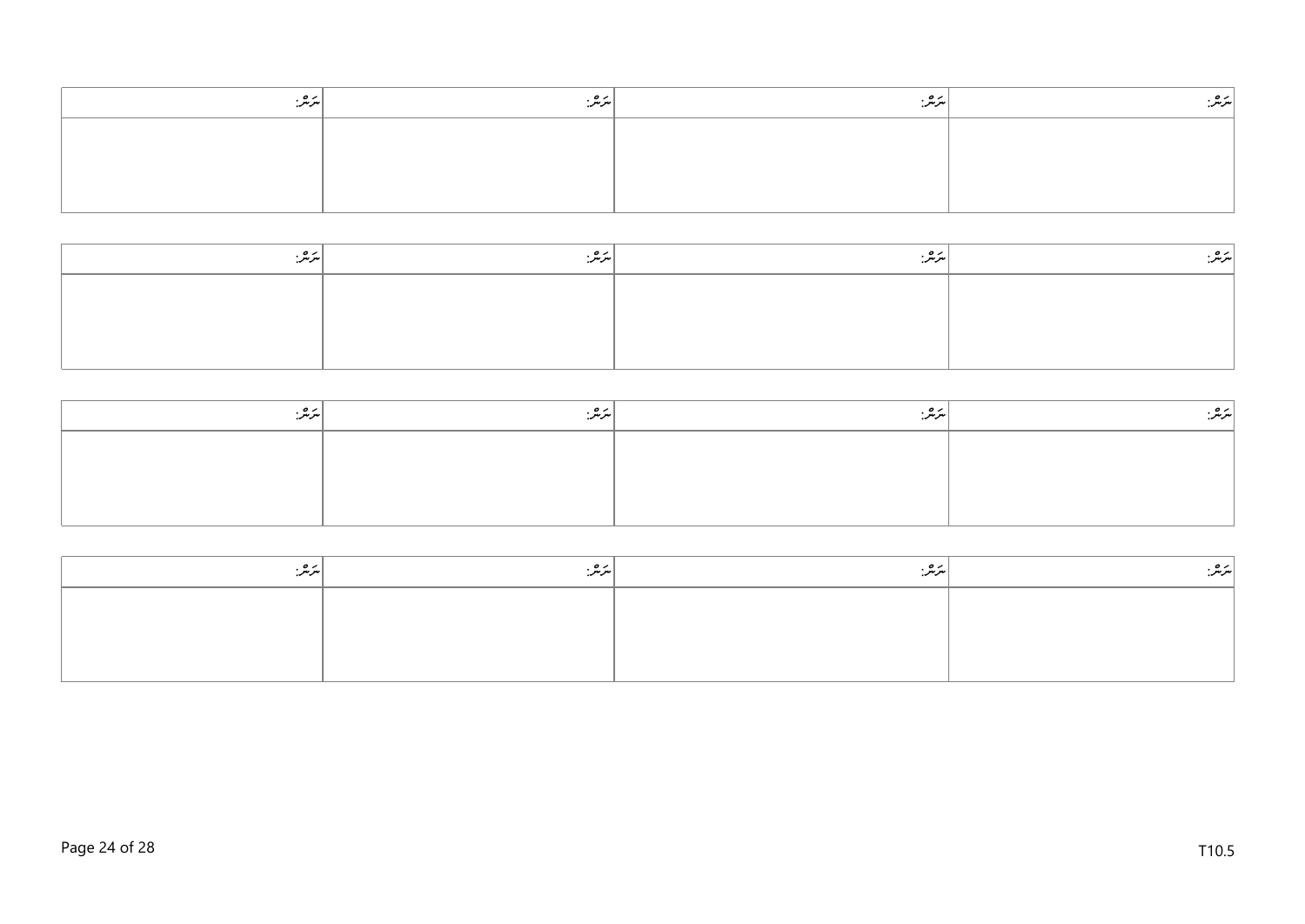| ނަރުދ: | ނަރުދ: | ނަރުދ: | ނަރުދ: |
| --- | --- | --- | --- |
| | | | |

| ނަރުދ: | ނަރުދ: | ނަރުދ: | ނަރުދ: |
| --- | --- | --- | --- |
| | | | |

| ނަރުދ: | ނަރުދ: | ނަރުދ: | ނަރުދ: |
| --- | --- | --- | --- |
| | | | |

| ނަރުދ: | ނަރުދ: | ނަރުދ: | ނަރުދ: |
| --- | --- | --- | --- |
| | | | |

T10.5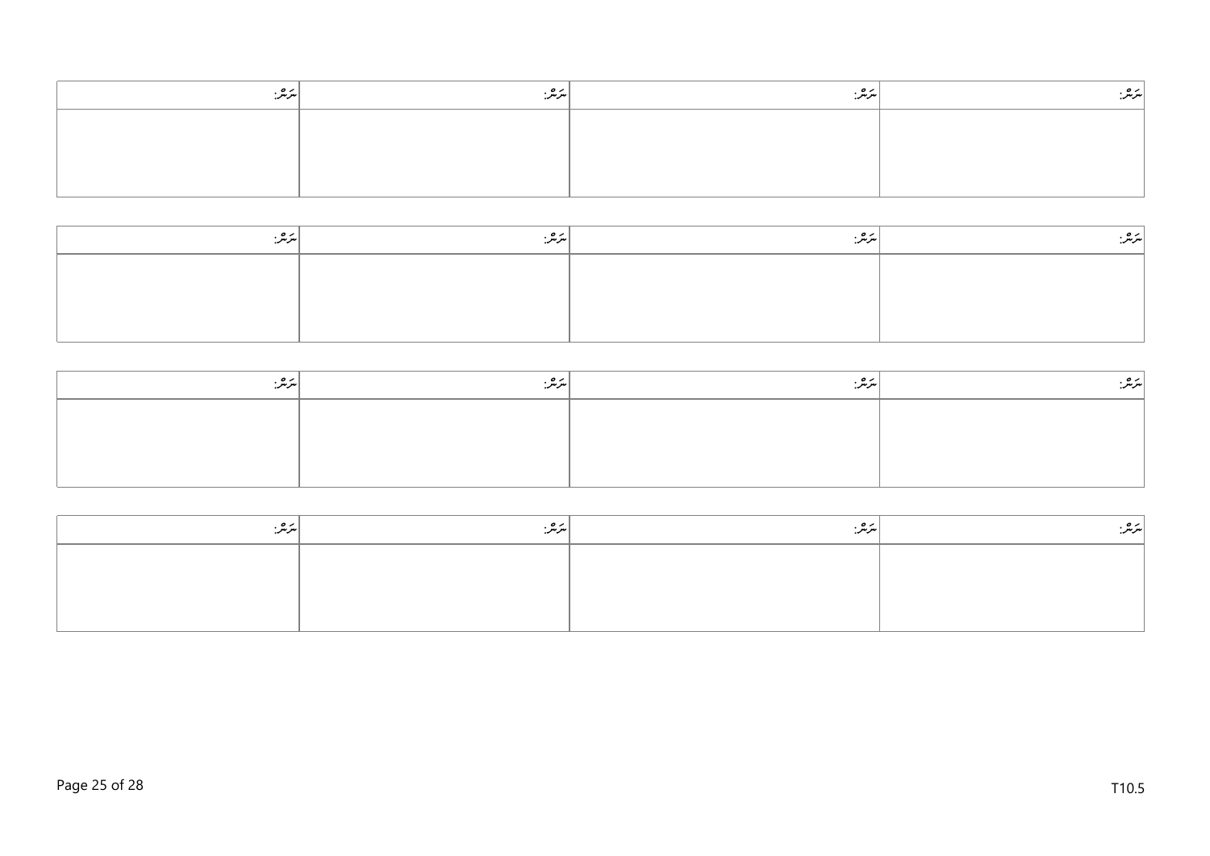| ނަރުދ: | ނަރުދ: | ނަރުދ: | ނަރުދ: |
| --- | --- | --- | --- |
| | | | |

| ނަރުދ: | ނަރުދ: | ނަރުދ: | ނަރުދ: |
| --- | --- | --- | --- |
| | | | |

| ނަރުދ: | ނަރުދ: | ނަރުދ: | ނަރުދ: |
| --- | --- | --- | --- |
| | | | |

| ނަރުދ: | ނަރުދ: | ނަރުދ: | ނަރުދ: |
| --- | --- | --- | --- |
| | | | |

T10.5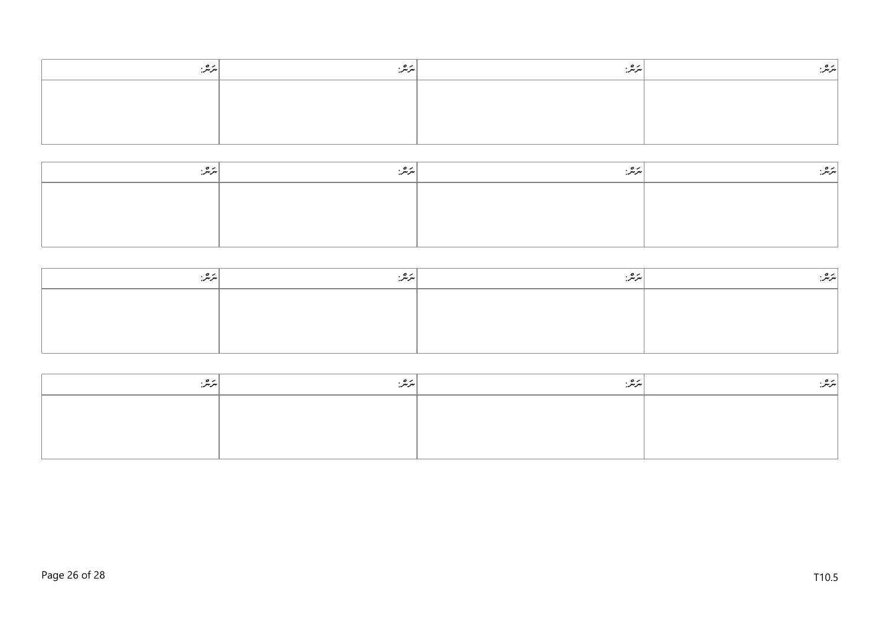| ނަންބަރު: | ނަންބަރު: | ނަންބަރު: | ނަންބަރު: |
|---|---|---|---|
| | | | |

| ނަންބަރު: | ނަންބަރު: | ނަންބަރު: | ނަންބަރު: |
|---|---|---|---|
| | | | |

| ނަންބަރު: | ނަންބަރު: | ނަންބަރު: | ނަންބަރު: |
|---|---|---|---|
| | | | |

| ނަންބަރު: | ނަންބަރު: | ނަންބަރު: | ނަންބަރު: |
|---|---|---|---|
| | | | |

T10.5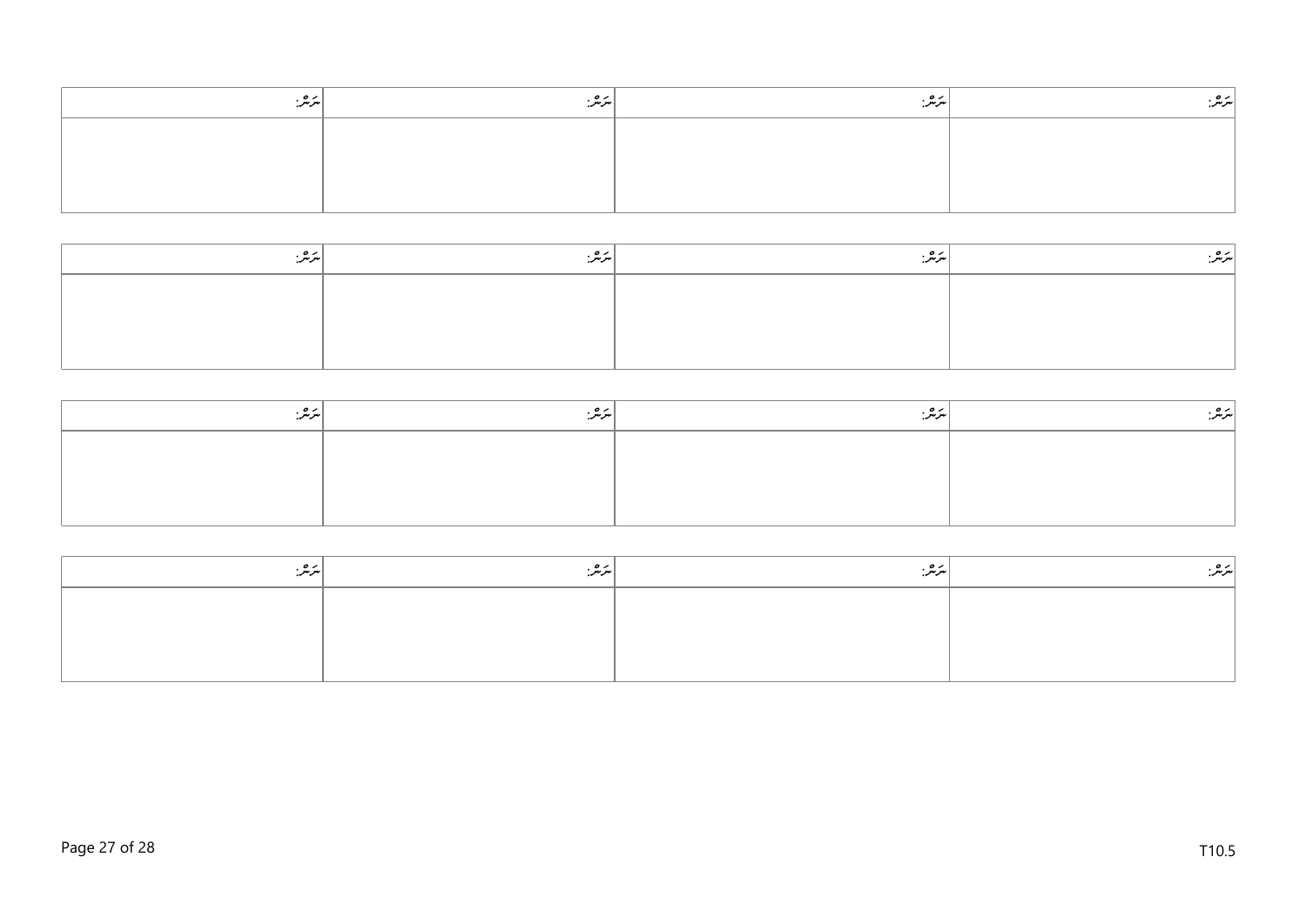| ނަރުދ: | ނަރުދ: | ނަރުދ: | ނަރުދ: |
| --- | --- | --- | --- |
| | | | |

| ނަރުދ: | ނަރުދ: | ނަރުދ: | ނަރުދ: |
| --- | --- | --- | --- |
| | | | |

| ނަރުދ: | ނަރުދ: | ނަރުދ: | ނަރުދ: |
| --- | --- | --- | --- |
| | | | |

| ނަރުދ: | ނަރުދ: | ނަރުދ: | ނަރުދ: |
| --- | --- | --- | --- |
| | | | |

T10.5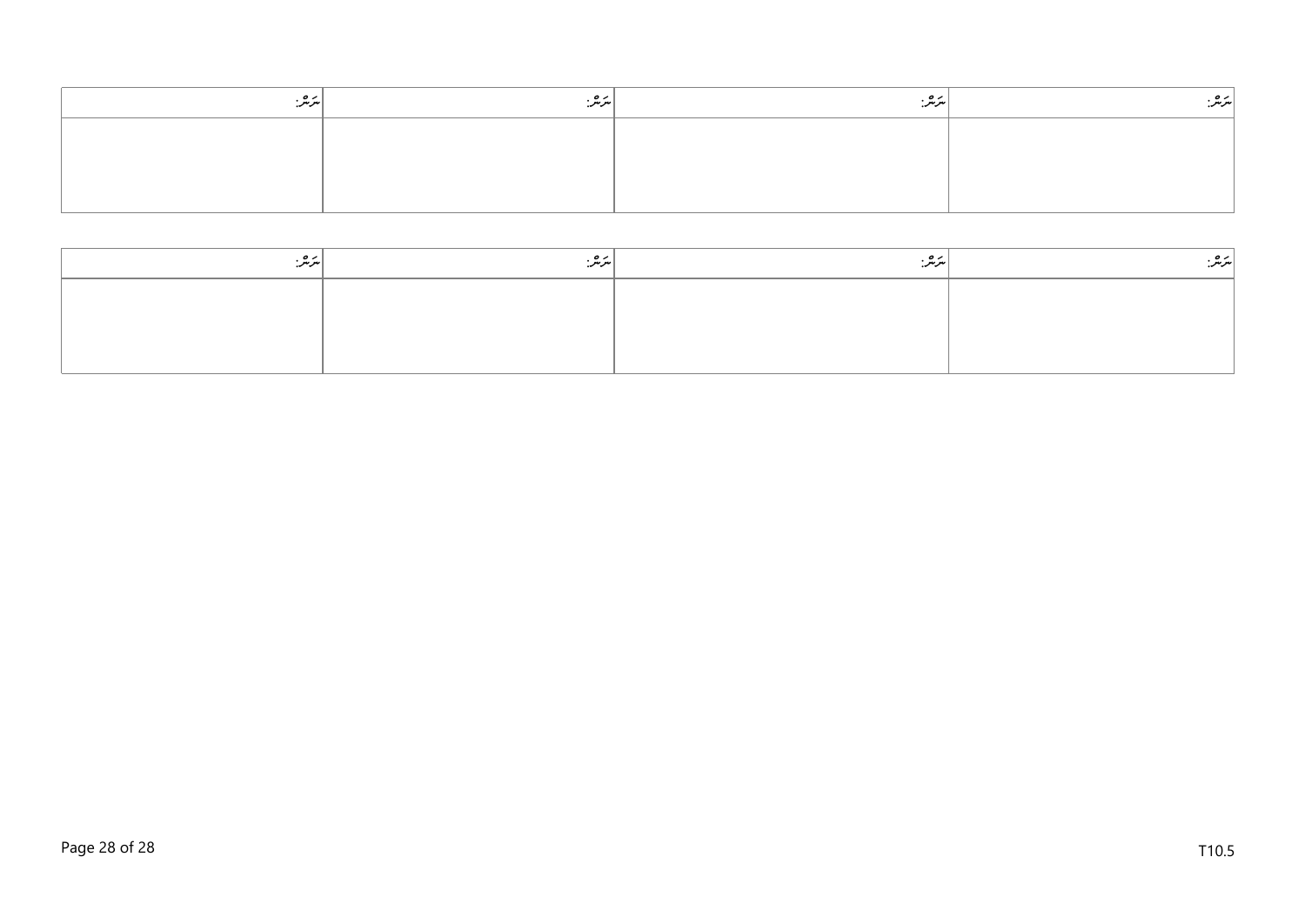| ނަރުދ: | ނަރުދ: | ނަރުދ: | ނަރުދ: |
| --- | --- | --- | --- |
| | | | |

| ނަރުދ: | ނަރުދ: | ނަރުދ: | ނަރުދ: |
| --- | --- | --- | --- |
| | | | |